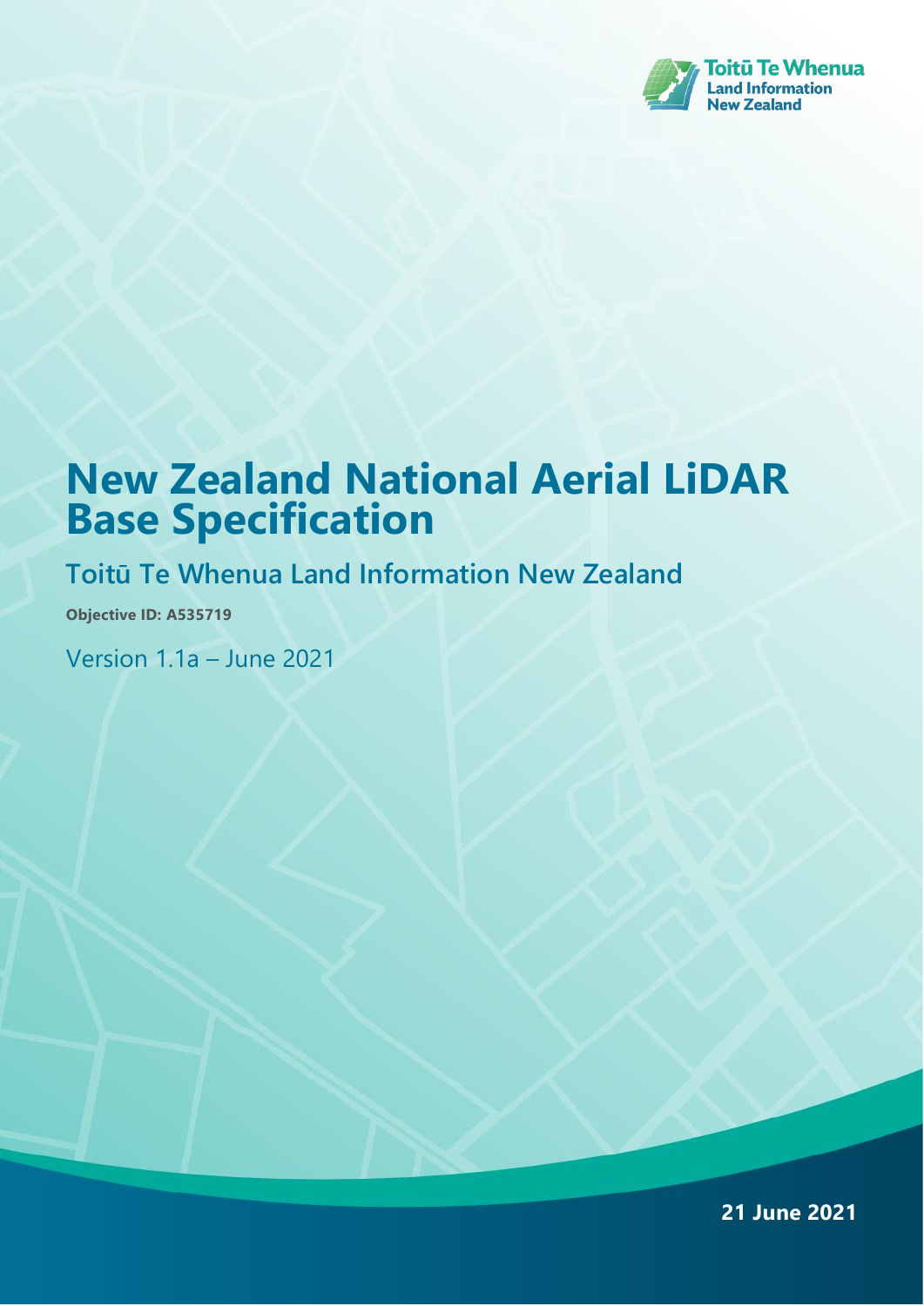Toitū Te Whenua
Land Information
New Zealand

# New Zealand National Aerial LiDAR Base Specification

## Toitū Te Whenua Land Information New Zealand

**Objective ID: A535719**

Version 1.1a – June 2021

**21 June 2021**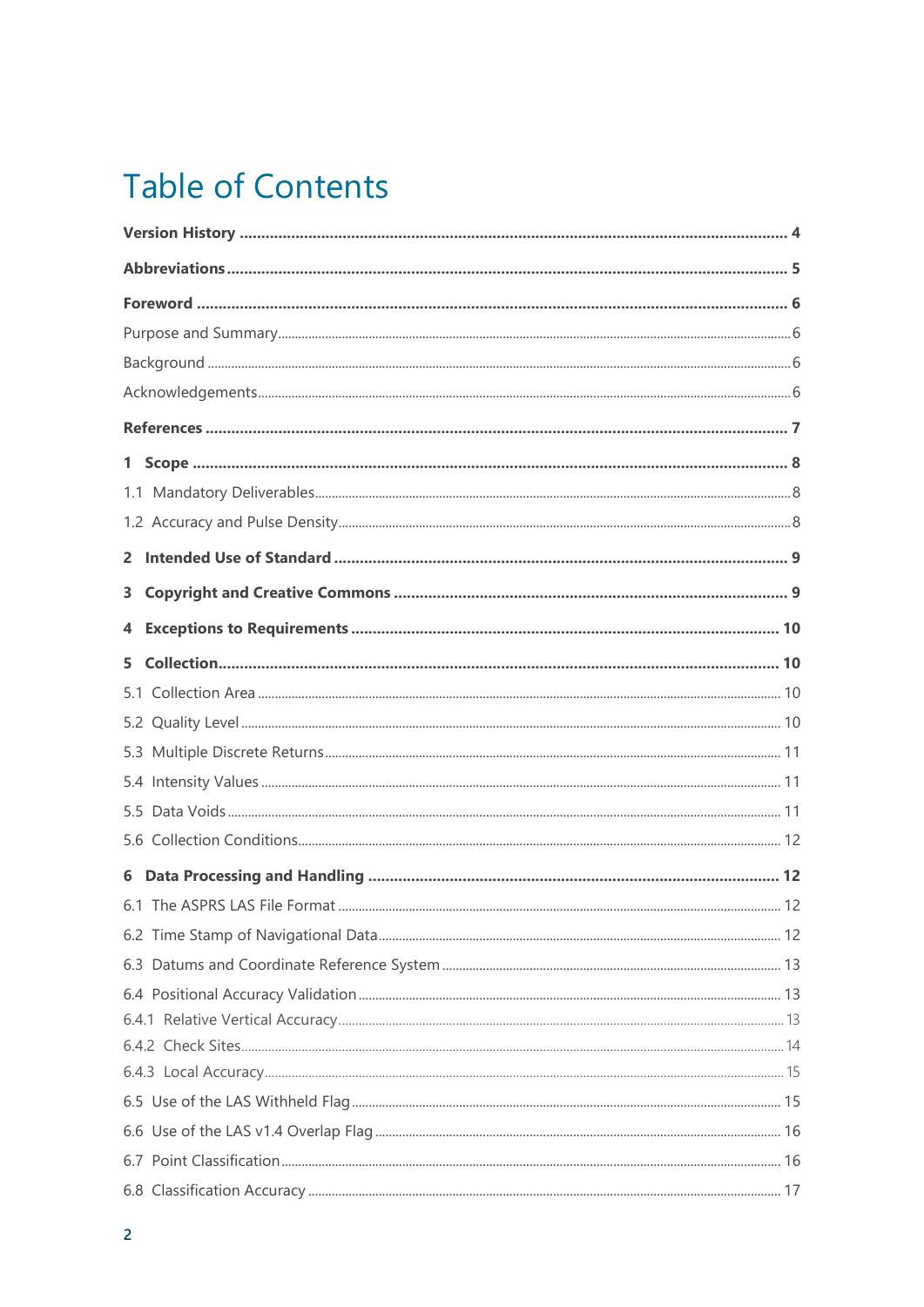# Table of Contents

**Version History** ... 4

**Abbreviations** ... 5

**Foreword** ... 6

Purpose and Summary ... 6

Background ... 6

Acknowledgements ... 6

**References** ... 7

**1 Scope** ... 8

1.1 Mandatory Deliverables ... 8

1.2 Accuracy and Pulse Density ... 8

**2 Intended Use of Standard** ... 9

**3 Copyright and Creative Commons** ... 9

**4 Exceptions to Requirements** ... 10

**5 Collection** ... 10

5.1 Collection Area ... 10

5.2 Quality Level ... 10

5.3 Multiple Discrete Returns ... 11

5.4 Intensity Values ... 11

5.5 Data Voids ... 11

5.6 Collection Conditions ... 12

**6 Data Processing and Handling** ... 12

6.1 The ASPRS LAS File Format ... 12

6.2 Time Stamp of Navigational Data ... 12

6.3 Datums and Coordinate Reference System ... 13

6.4 Positional Accuracy Validation ... 13

6.4.1 Relative Vertical Accuracy ... 13

6.4.2 Check Sites ... 14

6.4.3 Local Accuracy ... 15

6.5 Use of the LAS Withheld Flag ... 15

6.6 Use of the LAS v1.4 Overlap Flag ... 16

6.7 Point Classification ... 16

6.8 Classification Accuracy ... 17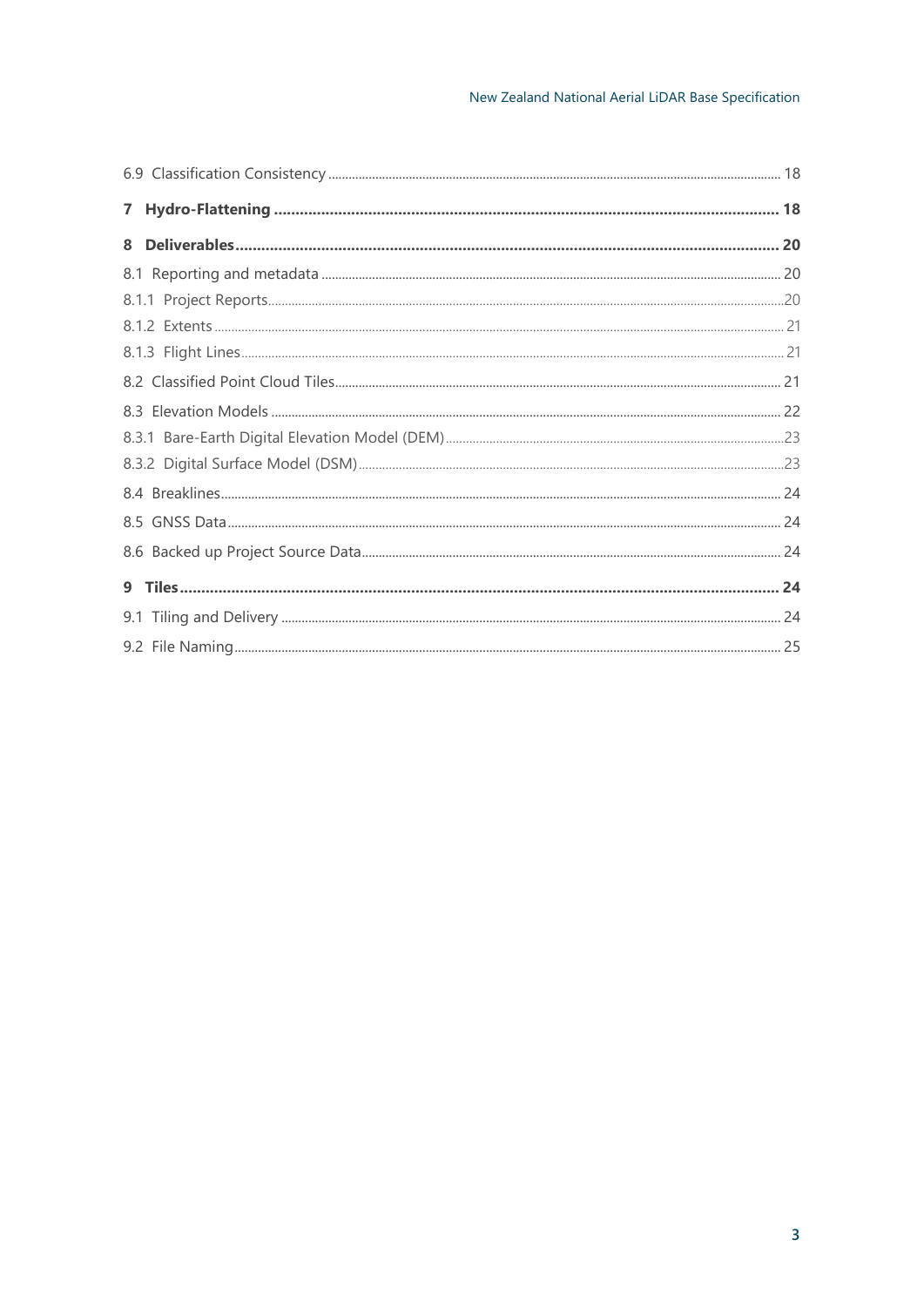6.9 Classification Consistency ..... 18

**7 Hydro-Flattening ..... 18**

**8 Deliverables ..... 20**

8.1 Reporting and metadata ..... 20

8.1.1 Project Reports ..... 20

8.1.2 Extents ..... 21

8.1.3 Flight Lines ..... 21

8.2 Classified Point Cloud Tiles ..... 21

8.3 Elevation Models ..... 22

8.3.1 Bare-Earth Digital Elevation Model (DEM) ..... 23

8.3.2 Digital Surface Model (DSM) ..... 23

8.4 Breaklines ..... 24

8.5 GNSS Data ..... 24

8.6 Backed up Project Source Data ..... 24

**9 Tiles ..... 24**

9.1 Tiling and Delivery ..... 24

9.2 File Naming ..... 25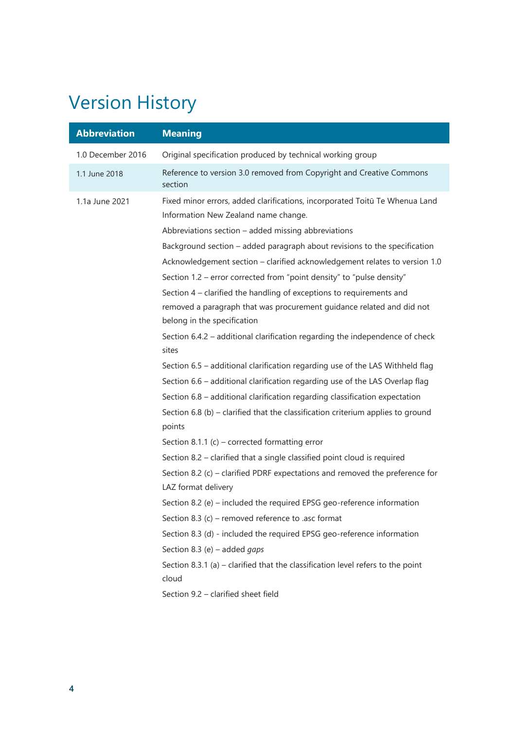# Version History

| Abbreviation | Meaning |
|---|---|
| 1.0 December 2016 | Original specification produced by technical working group |
| 1.1 June 2018 | Reference to version 3.0 removed from Copyright and Creative Commons section |
| 1.1a June 2021 | Fixed minor errors, added clarifications, incorporated Toitū Te Whenua Land Information New Zealand name change.<br>Abbreviations section – added missing abbreviations<br>Background section – added paragraph about revisions to the specification<br>Acknowledgement section – clarified acknowledgement relates to version 1.0<br>Section 1.2 – error corrected from "point density" to "pulse density"<br>Section 4 – clarified the handling of exceptions to requirements and removed a paragraph that was procurement guidance related and did not belong in the specification<br>Section 6.4.2 – additional clarification regarding the independence of check sites<br>Section 6.5 – additional clarification regarding use of the LAS Withheld flag<br>Section 6.6 – additional clarification regarding use of the LAS Overlap flag<br>Section 6.8 – additional clarification regarding classification expectation<br>Section 6.8 (b) – clarified that the classification criterium applies to ground points<br>Section 8.1.1 (c) – corrected formatting error<br>Section 8.2 – clarified that a single classified point cloud is required<br>Section 8.2 (c) – clarified PDRF expectations and removed the preference for LAZ format delivery<br>Section 8.2 (e) – included the required EPSG geo-reference information<br>Section 8.3 (c) – removed reference to .asc format<br>Section 8.3 (d) - included the required EPSG geo-reference information<br>Section 8.3 (e) – added *gaps*<br>Section 8.3.1 (a) – clarified that the classification level refers to the point cloud<br>Section 9.2 – clarified sheet field |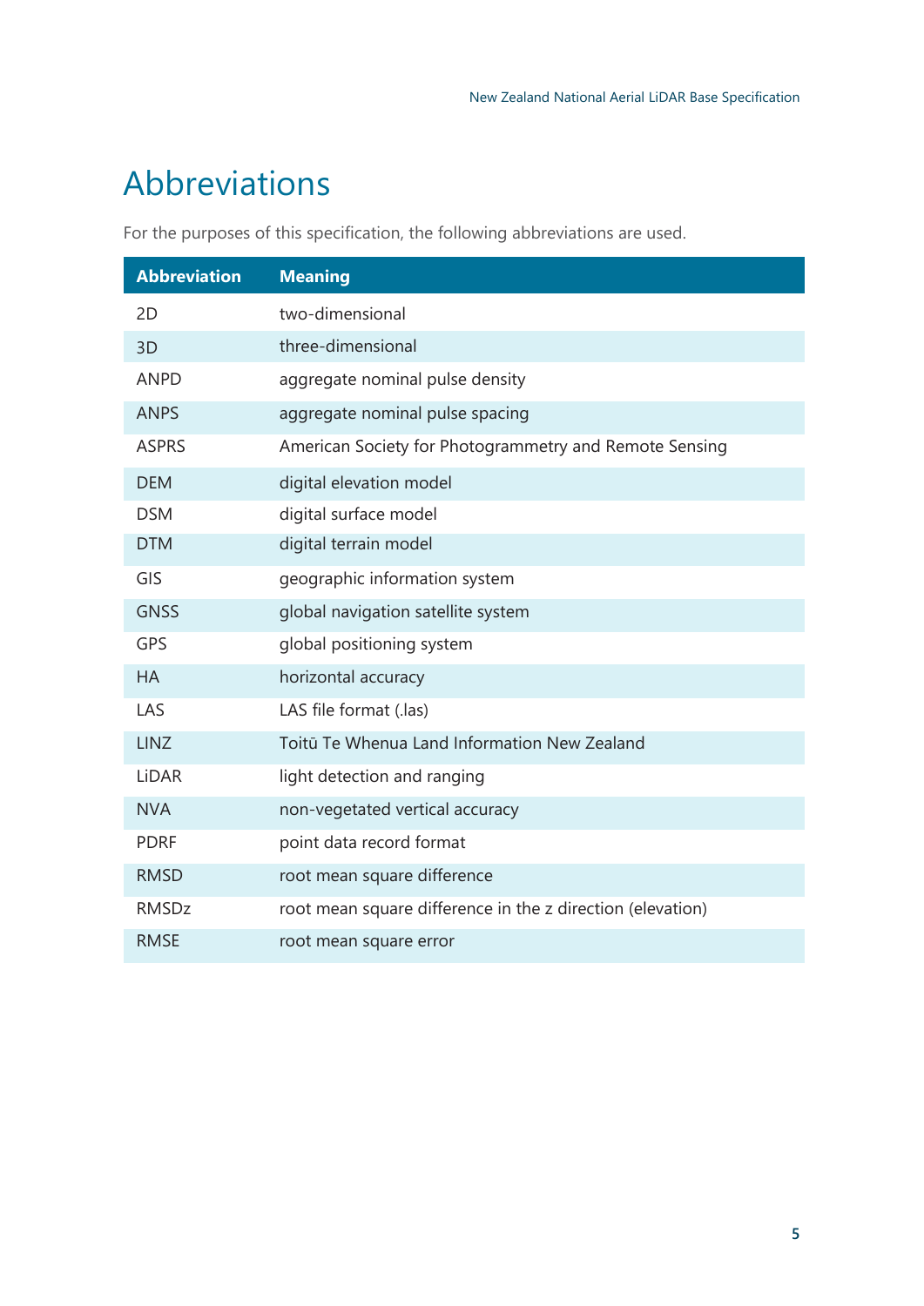# Abbreviations

For the purposes of this specification, the following abbreviations are used.

| Abbreviation | Meaning |
| --- | --- |
| 2D | two-dimensional |
| 3D | three-dimensional |
| ANPD | aggregate nominal pulse density |
| ANPS | aggregate nominal pulse spacing |
| ASPRS | American Society for Photogrammetry and Remote Sensing |
| DEM | digital elevation model |
| DSM | digital surface model |
| DTM | digital terrain model |
| GIS | geographic information system |
| GNSS | global navigation satellite system |
| GPS | global positioning system |
| HA | horizontal accuracy |
| LAS | LAS file format (.las) |
| LINZ | Toitū Te Whenua Land Information New Zealand |
| LiDAR | light detection and ranging |
| NVA | non-vegetated vertical accuracy |
| PDRF | point data record format |
| RMSD | root mean square difference |
| RMSDz | root mean square difference in the z direction (elevation) |
| RMSE | root mean square error |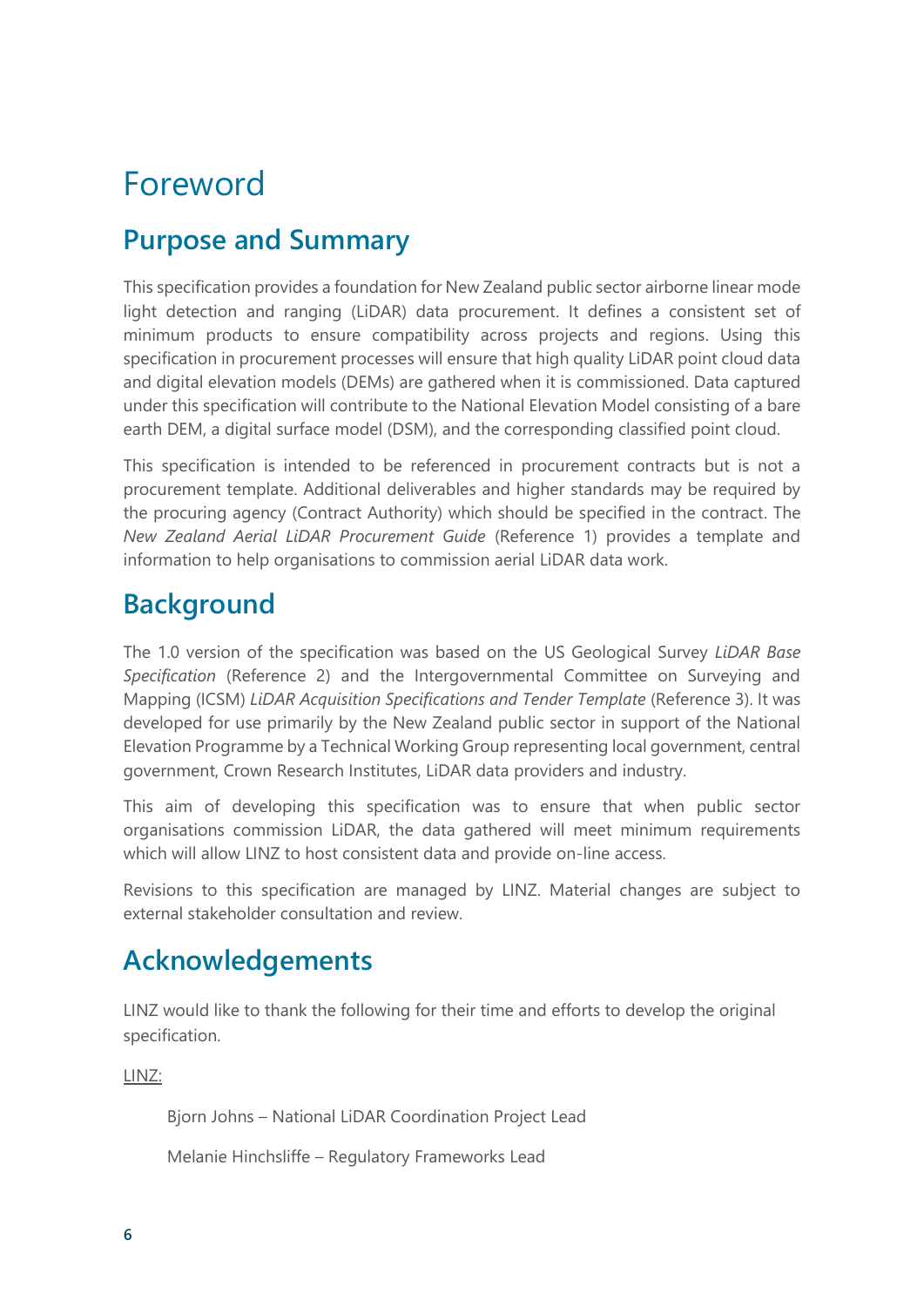# Foreword

## Purpose and Summary

This specification provides a foundation for New Zealand public sector airborne linear mode light detection and ranging (LiDAR) data procurement. It defines a consistent set of minimum products to ensure compatibility across projects and regions. Using this specification in procurement processes will ensure that high quality LiDAR point cloud data and digital elevation models (DEMs) are gathered when it is commissioned. Data captured under this specification will contribute to the National Elevation Model consisting of a bare earth DEM, a digital surface model (DSM), and the corresponding classified point cloud.

This specification is intended to be referenced in procurement contracts but is not a procurement template. Additional deliverables and higher standards may be required by the procuring agency (Contract Authority) which should be specified in the contract. The *New Zealand Aerial LiDAR Procurement Guide* (Reference 1) provides a template and information to help organisations to commission aerial LiDAR data work.

## Background

The 1.0 version of the specification was based on the US Geological Survey *LiDAR Base Specification* (Reference 2) and the Intergovernmental Committee on Surveying and Mapping (ICSM) *LiDAR Acquisition Specifications and Tender Template* (Reference 3). It was developed for use primarily by the New Zealand public sector in support of the National Elevation Programme by a Technical Working Group representing local government, central government, Crown Research Institutes, LiDAR data providers and industry.

This aim of developing this specification was to ensure that when public sector organisations commission LiDAR, the data gathered will meet minimum requirements which will allow LINZ to host consistent data and provide on-line access.

Revisions to this specification are managed by LINZ. Material changes are subject to external stakeholder consultation and review.

## Acknowledgements

LINZ would like to thank the following for their time and efforts to develop the original specification.

<u>LINZ:</u>

Bjorn Johns – National LiDAR Coordination Project Lead

Melanie Hinchsliffe – Regulatory Frameworks Lead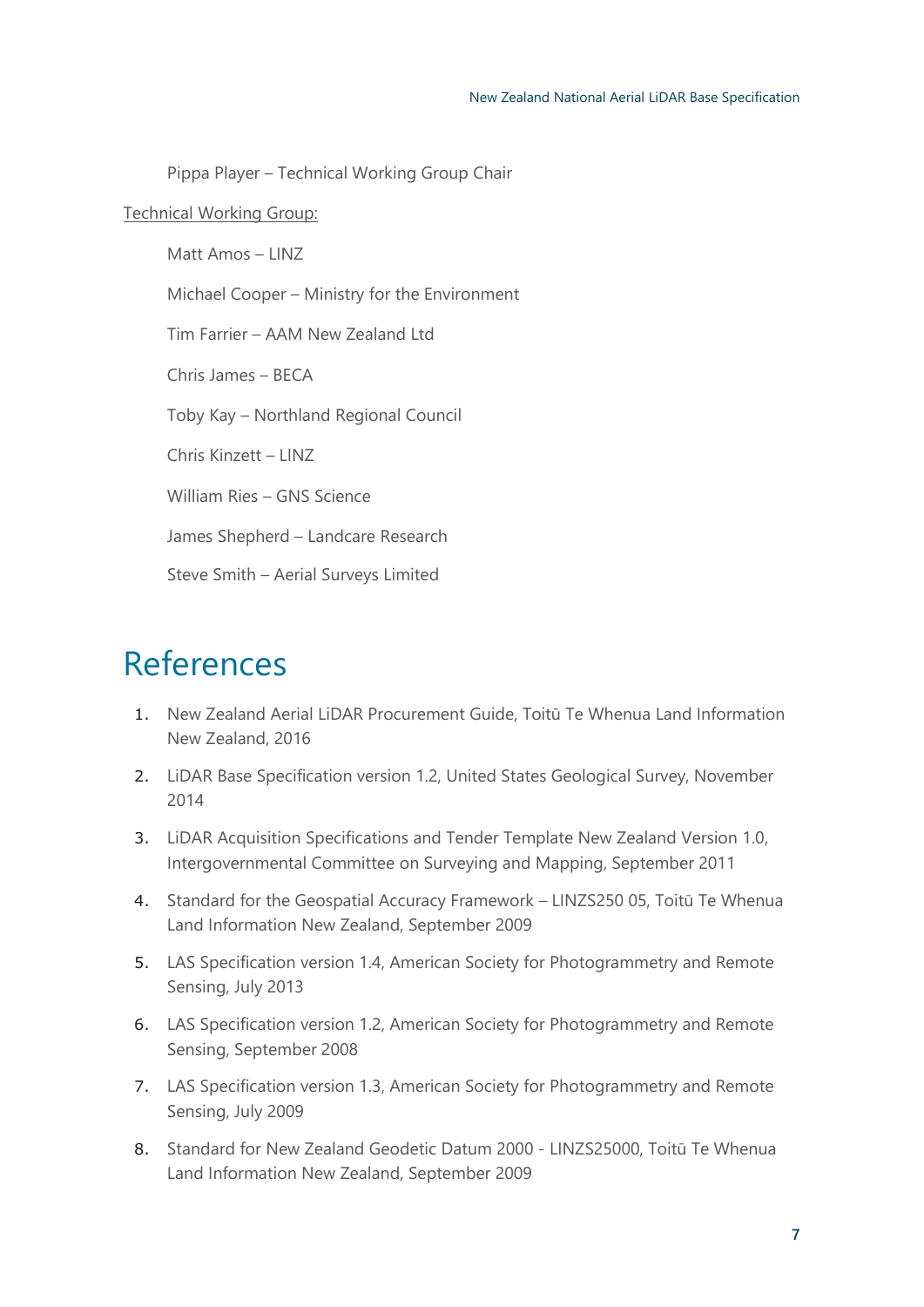Pippa Player – Technical Working Group Chair

Technical Working Group:

Matt Amos – LINZ

Michael Cooper – Ministry for the Environment

Tim Farrier – AAM New Zealand Ltd

Chris James – BECA

Toby Kay – Northland Regional Council

Chris Kinzett – LINZ

William Ries – GNS Science

James Shepherd – Landcare Research

Steve Smith – Aerial Surveys Limited

# References

1. New Zealand Aerial LiDAR Procurement Guide, Toitū Te Whenua Land Information New Zealand, 2016
2. LiDAR Base Specification version 1.2, United States Geological Survey, November 2014
3. LiDAR Acquisition Specifications and Tender Template New Zealand Version 1.0, Intergovernmental Committee on Surveying and Mapping, September 2011
4. Standard for the Geospatial Accuracy Framework – LINZS250 05, Toitū Te Whenua Land Information New Zealand, September 2009
5. LAS Specification version 1.4, American Society for Photogrammetry and Remote Sensing, July 2013
6. LAS Specification version 1.2, American Society for Photogrammetry and Remote Sensing, September 2008
7. LAS Specification version 1.3, American Society for Photogrammetry and Remote Sensing, July 2009
8. Standard for New Zealand Geodetic Datum 2000 - LINZS25000, Toitū Te Whenua Land Information New Zealand, September 2009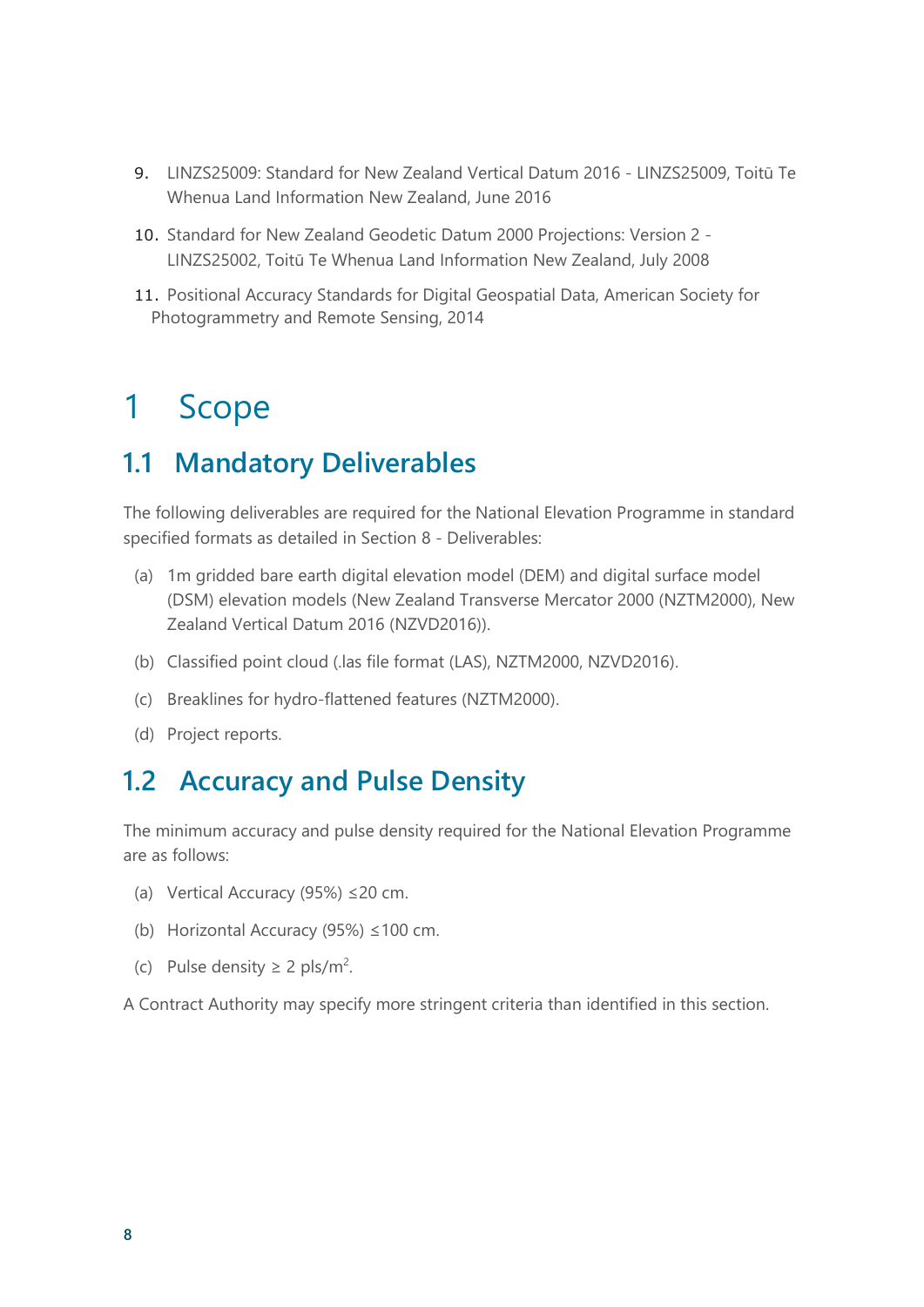9. LINZS25009: Standard for New Zealand Vertical Datum 2016 - LINZS25009, Toitū Te Whenua Land Information New Zealand, June 2016

10. Standard for New Zealand Geodetic Datum 2000 Projections: Version 2 - LINZS25002, Toitū Te Whenua Land Information New Zealand, July 2008

11. Positional Accuracy Standards for Digital Geospatial Data, American Society for Photogrammetry and Remote Sensing, 2014

# 1 Scope

## 1.1 Mandatory Deliverables

The following deliverables are required for the National Elevation Programme in standard specified formats as detailed in Section 8 - Deliverables:

(a) 1m gridded bare earth digital elevation model (DEM) and digital surface model (DSM) elevation models (New Zealand Transverse Mercator 2000 (NZTM2000), New Zealand Vertical Datum 2016 (NZVD2016)).

(b) Classified point cloud (.las file format (LAS), NZTM2000, NZVD2016).

(c) Breaklines for hydro-flattened features (NZTM2000).

(d) Project reports.

## 1.2 Accuracy and Pulse Density

The minimum accuracy and pulse density required for the National Elevation Programme are as follows:

(a) Vertical Accuracy (95%) ≤20 cm.

(b) Horizontal Accuracy (95%) ≤100 cm.

(c) Pulse density ≥ 2 pls/$m^2$.

A Contract Authority may specify more stringent criteria than identified in this section.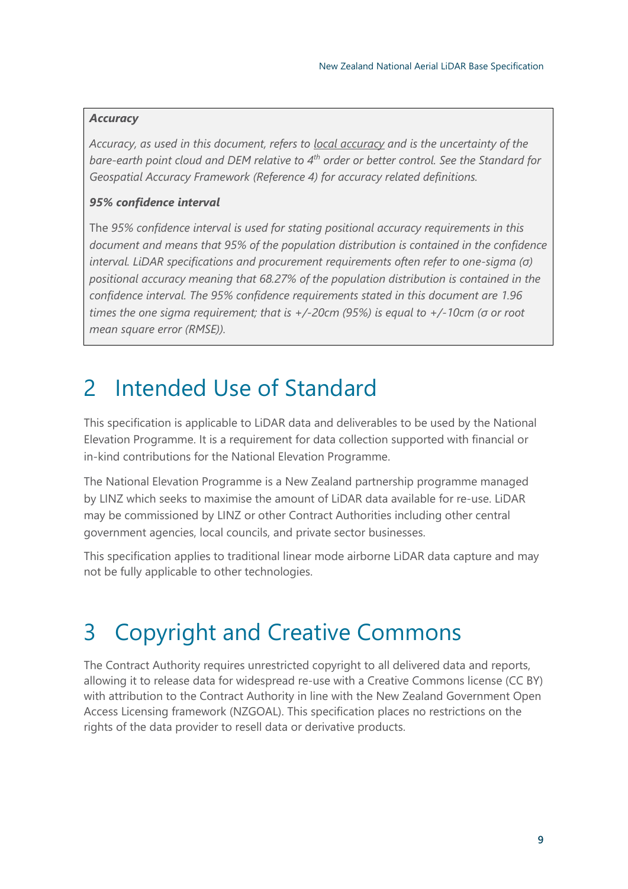***Accuracy***

*Accuracy, as used in this document, refers to* <u>*local accuracy*</u> *and is the uncertainty of the bare-earth point cloud and DEM relative to* $4^{th}$ *order or better control. See the Standard for Geospatial Accuracy Framework (Reference 4) for accuracy related definitions.*

***95% confidence interval***

The *95% confidence interval is used for stating positional accuracy requirements in this document and means that 95% of the population distribution is contained in the confidence interval. LiDAR specifications and procurement requirements often refer to one-sigma (σ) positional accuracy meaning that 68.27% of the population distribution is contained in the confidence interval. The 95% confidence requirements stated in this document are 1.96 times the one sigma requirement; that is +/-20cm (95%) is equal to +/-10cm (σ or root mean square error (RMSE)).*

# 2 Intended Use of Standard

This specification is applicable to LiDAR data and deliverables to be used by the National Elevation Programme. It is a requirement for data collection supported with financial or in-kind contributions for the National Elevation Programme.

The National Elevation Programme is a New Zealand partnership programme managed by LINZ which seeks to maximise the amount of LiDAR data available for re-use. LiDAR may be commissioned by LINZ or other Contract Authorities including other central government agencies, local councils, and private sector businesses.

This specification applies to traditional linear mode airborne LiDAR data capture and may not be fully applicable to other technologies.

# 3 Copyright and Creative Commons

The Contract Authority requires unrestricted copyright to all delivered data and reports, allowing it to release data for widespread re-use with a Creative Commons license (CC BY) with attribution to the Contract Authority in line with the New Zealand Government Open Access Licensing framework (NZGOAL). This specification places no restrictions on the rights of the data provider to resell data or derivative products.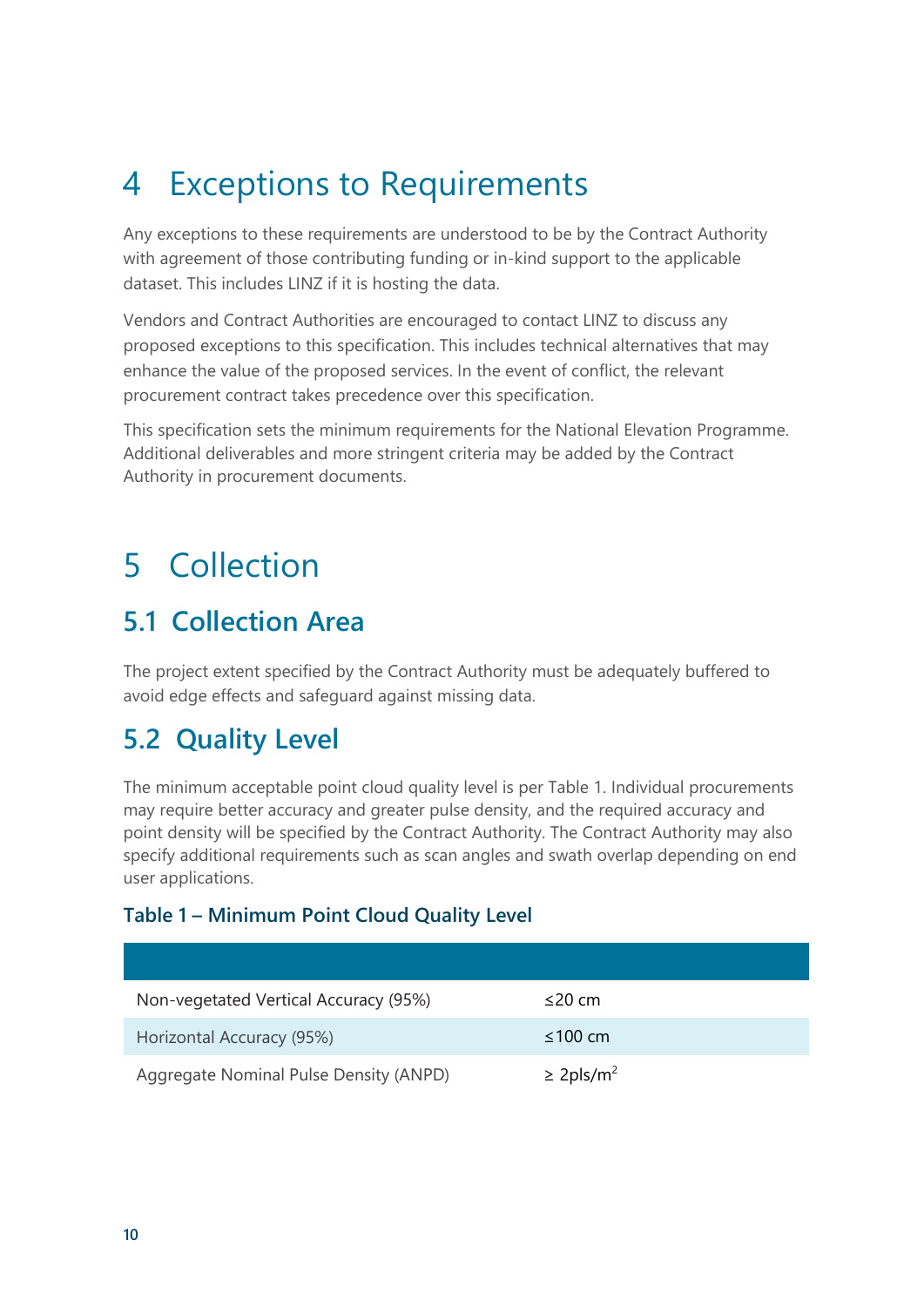# 4 Exceptions to Requirements

Any exceptions to these requirements are understood to be by the Contract Authority with agreement of those contributing funding or in-kind support to the applicable dataset. This includes LINZ if it is hosting the data.

Vendors and Contract Authorities are encouraged to contact LINZ to discuss any proposed exceptions to this specification. This includes technical alternatives that may enhance the value of the proposed services. In the event of conflict, the relevant procurement contract takes precedence over this specification.

This specification sets the minimum requirements for the National Elevation Programme. Additional deliverables and more stringent criteria may be added by the Contract Authority in procurement documents.

# 5 Collection

## 5.1 Collection Area

The project extent specified by the Contract Authority must be adequately buffered to avoid edge effects and safeguard against missing data.

## 5.2 Quality Level

The minimum acceptable point cloud quality level is per Table 1. Individual procurements may require better accuracy and greater pulse density, and the required accuracy and point density will be specified by the Contract Authority. The Contract Authority may also specify additional requirements such as scan angles and swath overlap depending on end user applications.

### Table 1 – Minimum Point Cloud Quality Level

| | |
|---|---|
| Non-vegetated Vertical Accuracy (95%) | ≤20 cm |
| Horizontal Accuracy (95%) | ≤100 cm |
| Aggregate Nominal Pulse Density (ANPD) | ≥ 2pls/$m^2$ |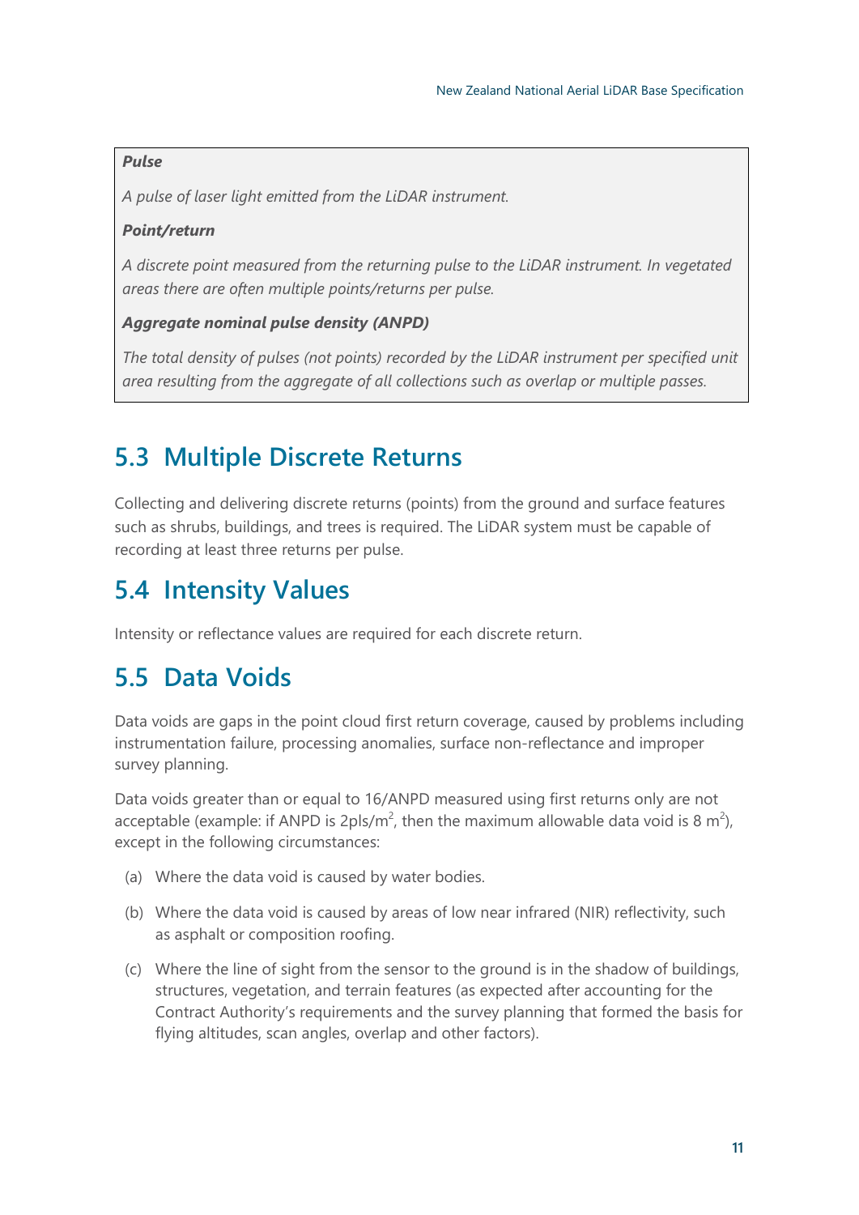***Pulse***

*A pulse of laser light emitted from the LiDAR instrument.*

***Point/return***

*A discrete point measured from the returning pulse to the LiDAR instrument. In vegetated areas there are often multiple points/returns per pulse.*

***Aggregate nominal pulse density (ANPD)***

*The total density of pulses (not points) recorded by the LiDAR instrument per specified unit area resulting from the aggregate of all collections such as overlap or multiple passes.*

## 5.3 Multiple Discrete Returns

Collecting and delivering discrete returns (points) from the ground and surface features such as shrubs, buildings, and trees is required. The LiDAR system must be capable of recording at least three returns per pulse.

## 5.4 Intensity Values

Intensity or reflectance values are required for each discrete return.

## 5.5 Data Voids

Data voids are gaps in the point cloud first return coverage, caused by problems including instrumentation failure, processing anomalies, surface non-reflectance and improper survey planning.

Data voids greater than or equal to 16/ANPD measured using first returns only are not acceptable (example: if ANPD is 2pls/$m^2$, then the maximum allowable data void is 8 $m^2$), except in the following circumstances:

(a) Where the data void is caused by water bodies.

(b) Where the data void is caused by areas of low near infrared (NIR) reflectivity, such as asphalt or composition roofing.

(c) Where the line of sight from the sensor to the ground is in the shadow of buildings, structures, vegetation, and terrain features (as expected after accounting for the Contract Authority's requirements and the survey planning that formed the basis for flying altitudes, scan angles, overlap and other factors).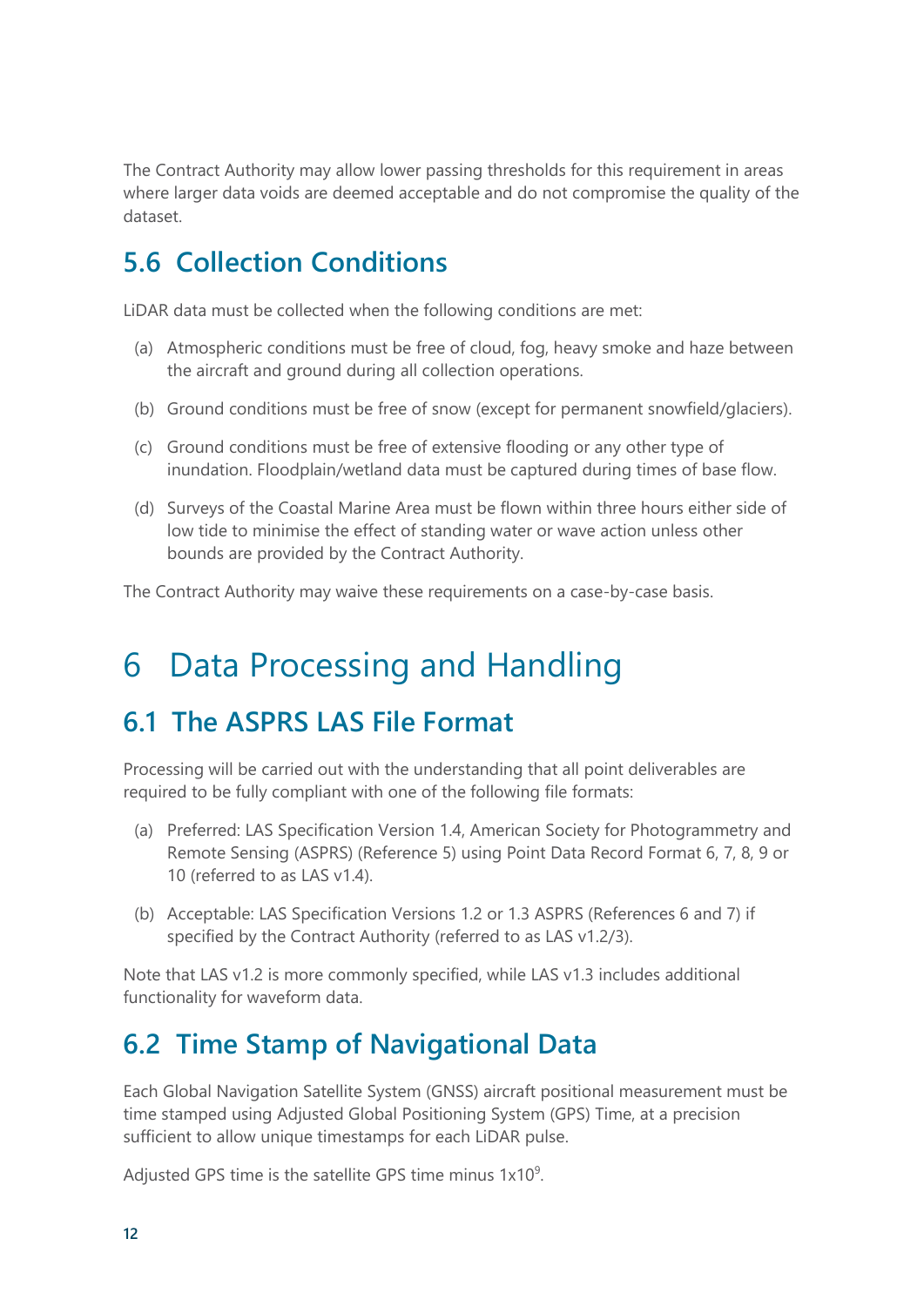The Contract Authority may allow lower passing thresholds for this requirement in areas where larger data voids are deemed acceptable and do not compromise the quality of the dataset.

## 5.6 Collection Conditions

LiDAR data must be collected when the following conditions are met:

(a) Atmospheric conditions must be free of cloud, fog, heavy smoke and haze between the aircraft and ground during all collection operations.

(b) Ground conditions must be free of snow (except for permanent snowfield/glaciers).

(c) Ground conditions must be free of extensive flooding or any other type of inundation. Floodplain/wetland data must be captured during times of base flow.

(d) Surveys of the Coastal Marine Area must be flown within three hours either side of low tide to minimise the effect of standing water or wave action unless other bounds are provided by the Contract Authority.

The Contract Authority may waive these requirements on a case-by-case basis.

# 6 Data Processing and Handling

## 6.1 The ASPRS LAS File Format

Processing will be carried out with the understanding that all point deliverables are required to be fully compliant with one of the following file formats:

(a) Preferred: LAS Specification Version 1.4, American Society for Photogrammetry and Remote Sensing (ASPRS) (Reference 5) using Point Data Record Format 6, 7, 8, 9 or 10 (referred to as LAS v1.4).

(b) Acceptable: LAS Specification Versions 1.2 or 1.3 ASPRS (References 6 and 7) if specified by the Contract Authority (referred to as LAS v1.2/3).

Note that LAS v1.2 is more commonly specified, while LAS v1.3 includes additional functionality for waveform data.

## 6.2 Time Stamp of Navigational Data

Each Global Navigation Satellite System (GNSS) aircraft positional measurement must be time stamped using Adjusted Global Positioning System (GPS) Time, at a precision sufficient to allow unique timestamps for each LiDAR pulse.

Adjusted GPS time is the satellite GPS time minus $1 \times 10^9$.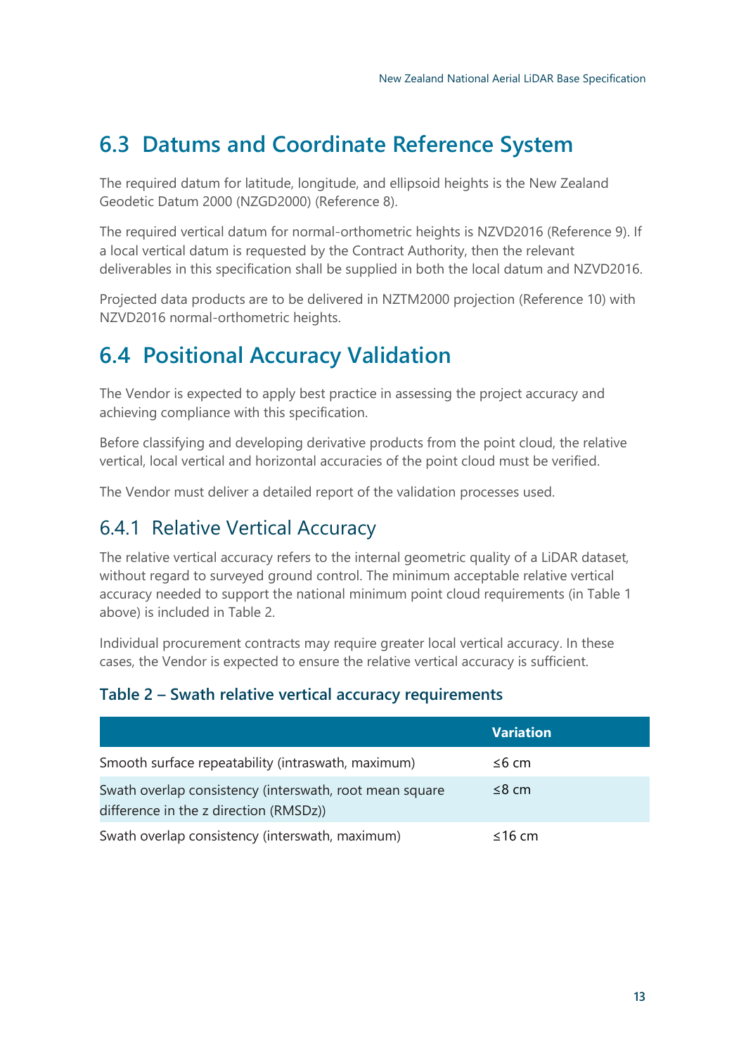## 6.3 Datums and Coordinate Reference System

The required datum for latitude, longitude, and ellipsoid heights is the New Zealand Geodetic Datum 2000 (NZGD2000) (Reference 8).

The required vertical datum for normal-orthometric heights is NZVD2016 (Reference 9). If a local vertical datum is requested by the Contract Authority, then the relevant deliverables in this specification shall be supplied in both the local datum and NZVD2016.

Projected data products are to be delivered in NZTM2000 projection (Reference 10) with NZVD2016 normal-orthometric heights.

## 6.4 Positional Accuracy Validation

The Vendor is expected to apply best practice in assessing the project accuracy and achieving compliance with this specification.

Before classifying and developing derivative products from the point cloud, the relative vertical, local vertical and horizontal accuracies of the point cloud must be verified.

The Vendor must deliver a detailed report of the validation processes used.

### 6.4.1 Relative Vertical Accuracy

The relative vertical accuracy refers to the internal geometric quality of a LiDAR dataset, without regard to surveyed ground control. The minimum acceptable relative vertical accuracy needed to support the national minimum point cloud requirements (in Table 1 above) is included in Table 2.

Individual procurement contracts may require greater local vertical accuracy. In these cases, the Vendor is expected to ensure the relative vertical accuracy is sufficient.

**Table 2 – Swath relative vertical accuracy requirements**

| | Variation |
|---|---|
| Smooth surface repeatability (intraswath, maximum) | ≤6 cm |
| Swath overlap consistency (interswath, root mean square difference in the z direction (RMSDz)) | ≤8 cm |
| Swath overlap consistency (interswath, maximum) | ≤16 cm |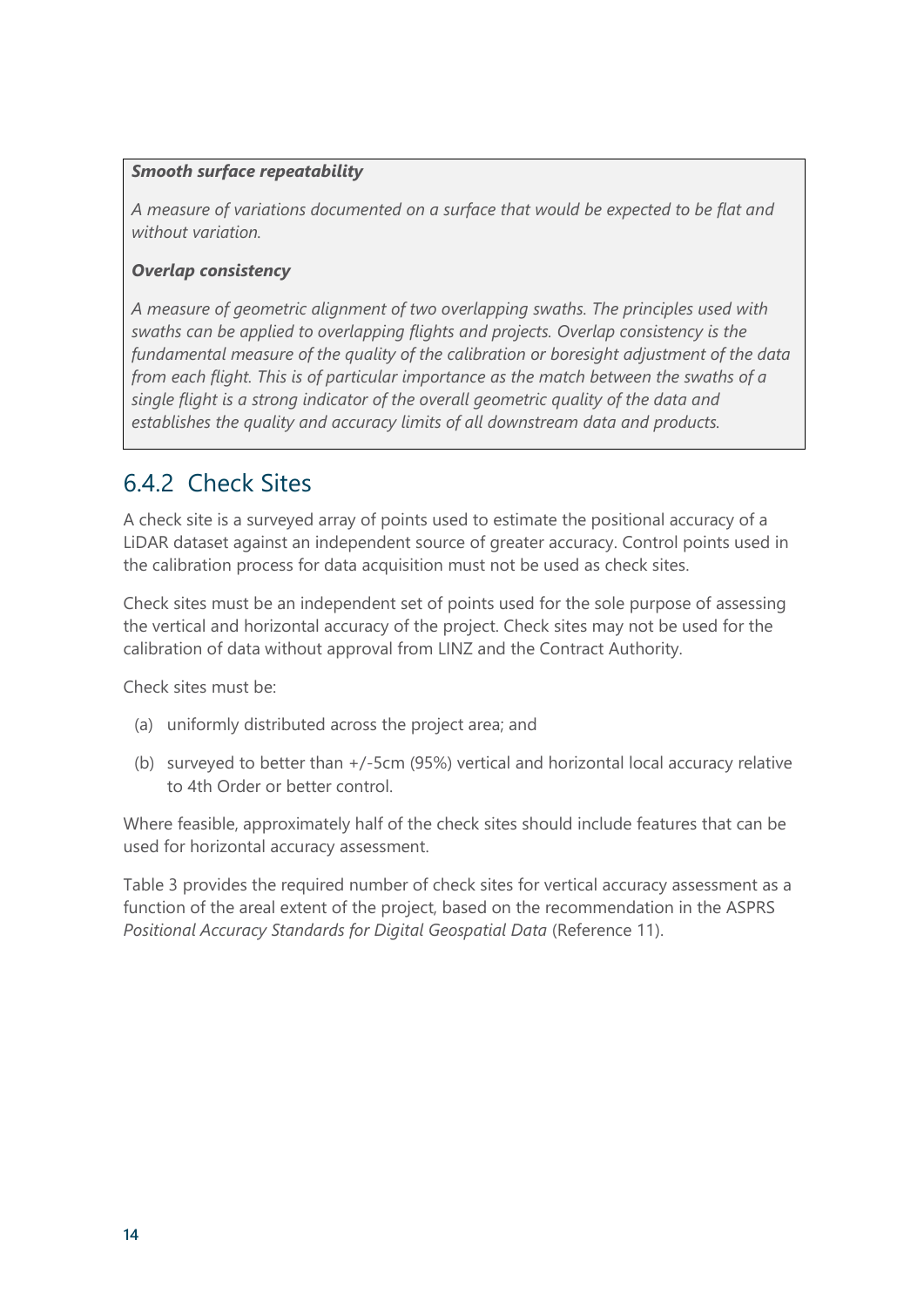***Smooth surface repeatability***

*A measure of variations documented on a surface that would be expected to be flat and without variation.*

***Overlap consistency***

*A measure of geometric alignment of two overlapping swaths. The principles used with swaths can be applied to overlapping flights and projects. Overlap consistency is the fundamental measure of the quality of the calibration or boresight adjustment of the data from each flight. This is of particular importance as the match between the swaths of a single flight is a strong indicator of the overall geometric quality of the data and establishes the quality and accuracy limits of all downstream data and products.*

### 6.4.2 Check Sites

A check site is a surveyed array of points used to estimate the positional accuracy of a LiDAR dataset against an independent source of greater accuracy. Control points used in the calibration process for data acquisition must not be used as check sites.

Check sites must be an independent set of points used for the sole purpose of assessing the vertical and horizontal accuracy of the project. Check sites may not be used for the calibration of data without approval from LINZ and the Contract Authority.

Check sites must be:

(a) uniformly distributed across the project area; and

(b) surveyed to better than +/-5cm (95%) vertical and horizontal local accuracy relative to 4th Order or better control.

Where feasible, approximately half of the check sites should include features that can be used for horizontal accuracy assessment.

Table 3 provides the required number of check sites for vertical accuracy assessment as a function of the areal extent of the project, based on the recommendation in the ASPRS *Positional Accuracy Standards for Digital Geospatial Data* (Reference 11).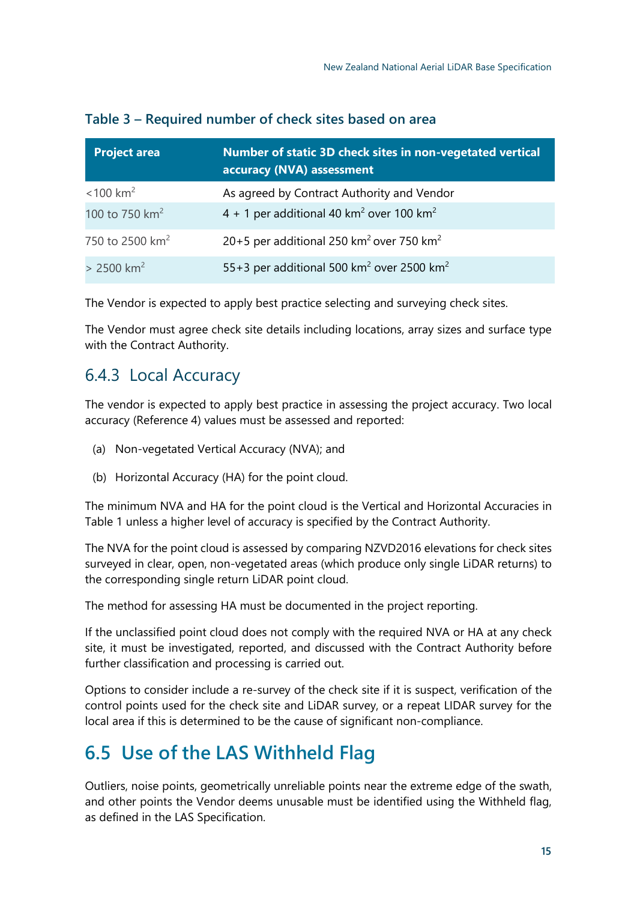### Table 3 – Required number of check sites based on area

| Project area | Number of static 3D check sites in non-vegetated vertical accuracy (NVA) assessment |
|---|---|
| <100 $km^2$ | As agreed by Contract Authority and Vendor |
| 100 to 750 $km^2$ | 4 + 1 per additional 40 $km^2$ over 100 $km^2$ |
| 750 to 2500 $km^2$ | 20+5 per additional 250 $km^2$ over 750 $km^2$ |
| > 2500 $km^2$ | 55+3 per additional 500 $km^2$ over 2500 $km^2$ |

The Vendor is expected to apply best practice selecting and surveying check sites.

The Vendor must agree check site details including locations, array sizes and surface type with the Contract Authority.

### 6.4.3 Local Accuracy

The vendor is expected to apply best practice in assessing the project accuracy. Two local accuracy (Reference 4) values must be assessed and reported:

(a) Non-vegetated Vertical Accuracy (NVA); and

(b) Horizontal Accuracy (HA) for the point cloud.

The minimum NVA and HA for the point cloud is the Vertical and Horizontal Accuracies in Table 1 unless a higher level of accuracy is specified by the Contract Authority.

The NVA for the point cloud is assessed by comparing NZVD2016 elevations for check sites surveyed in clear, open, non-vegetated areas (which produce only single LiDAR returns) to the corresponding single return LiDAR point cloud.

The method for assessing HA must be documented in the project reporting.

If the unclassified point cloud does not comply with the required NVA or HA at any check site, it must be investigated, reported, and discussed with the Contract Authority before further classification and processing is carried out.

Options to consider include a re-survey of the check site if it is suspect, verification of the control points used for the check site and LiDAR survey, or a repeat LIDAR survey for the local area if this is determined to be the cause of significant non-compliance.

## 6.5 Use of the LAS Withheld Flag

Outliers, noise points, geometrically unreliable points near the extreme edge of the swath, and other points the Vendor deems unusable must be identified using the Withheld flag, as defined in the LAS Specification.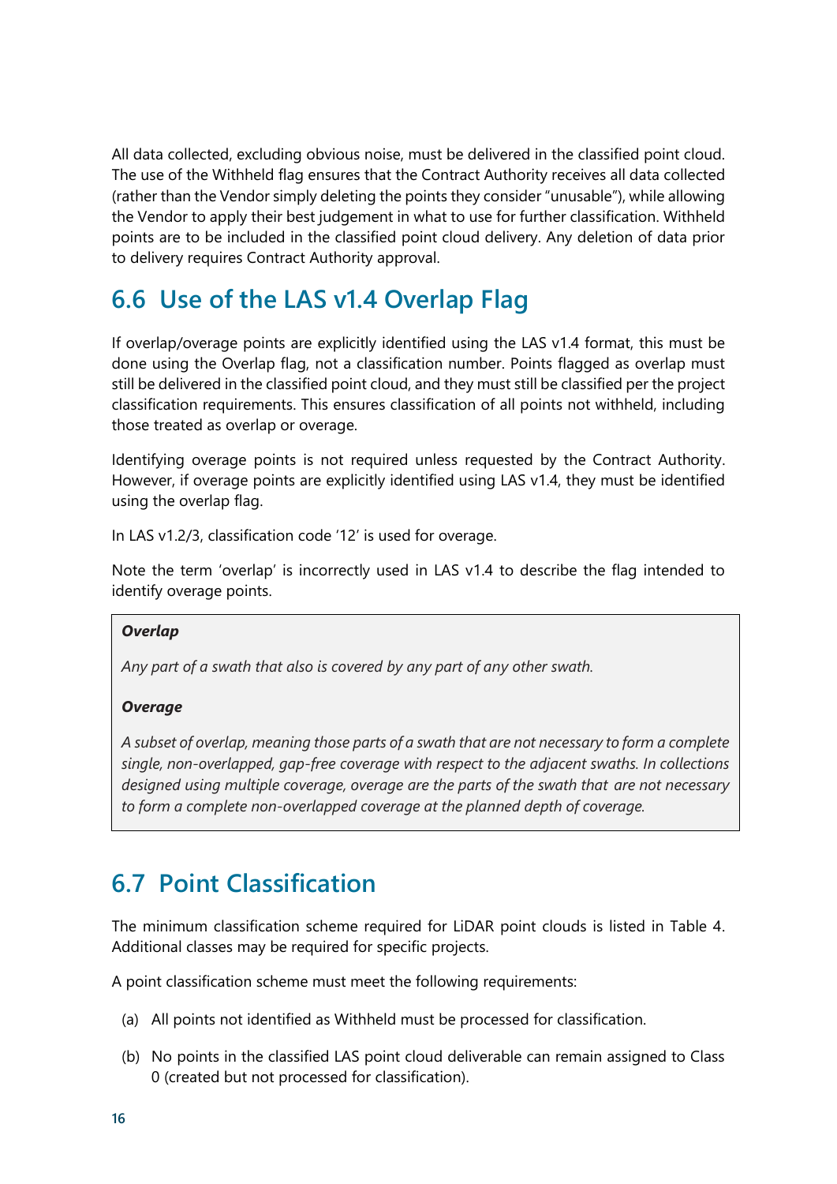All data collected, excluding obvious noise, must be delivered in the classified point cloud. The use of the Withheld flag ensures that the Contract Authority receives all data collected (rather than the Vendor simply deleting the points they consider "unusable"), while allowing the Vendor to apply their best judgement in what to use for further classification. Withheld points are to be included in the classified point cloud delivery. Any deletion of data prior to delivery requires Contract Authority approval.

## 6.6 Use of the LAS v1.4 Overlap Flag

If overlap/overage points are explicitly identified using the LAS v1.4 format, this must be done using the Overlap flag, not a classification number. Points flagged as overlap must still be delivered in the classified point cloud, and they must still be classified per the project classification requirements. This ensures classification of all points not withheld, including those treated as overlap or overage.

Identifying overage points is not required unless requested by the Contract Authority. However, if overage points are explicitly identified using LAS v1.4, they must be identified using the overlap flag.

In LAS v1.2/3, classification code '12' is used for overage.

Note the term 'overlap' is incorrectly used in LAS v1.4 to describe the flag intended to identify overage points.

> ***Overlap***
>
> *Any part of a swath that also is covered by any part of any other swath.*
>
> ***Overage***
>
> *A subset of overlap, meaning those parts of a swath that are not necessary to form a complete single, non-overlapped, gap-free coverage with respect to the adjacent swaths. In collections designed using multiple coverage, overage are the parts of the swath that are not necessary to form a complete non-overlapped coverage at the planned depth of coverage.*

## 6.7 Point Classification

The minimum classification scheme required for LiDAR point clouds is listed in Table 4. Additional classes may be required for specific projects.

A point classification scheme must meet the following requirements:

(a) All points not identified as Withheld must be processed for classification.

(b) No points in the classified LAS point cloud deliverable can remain assigned to Class 0 (created but not processed for classification).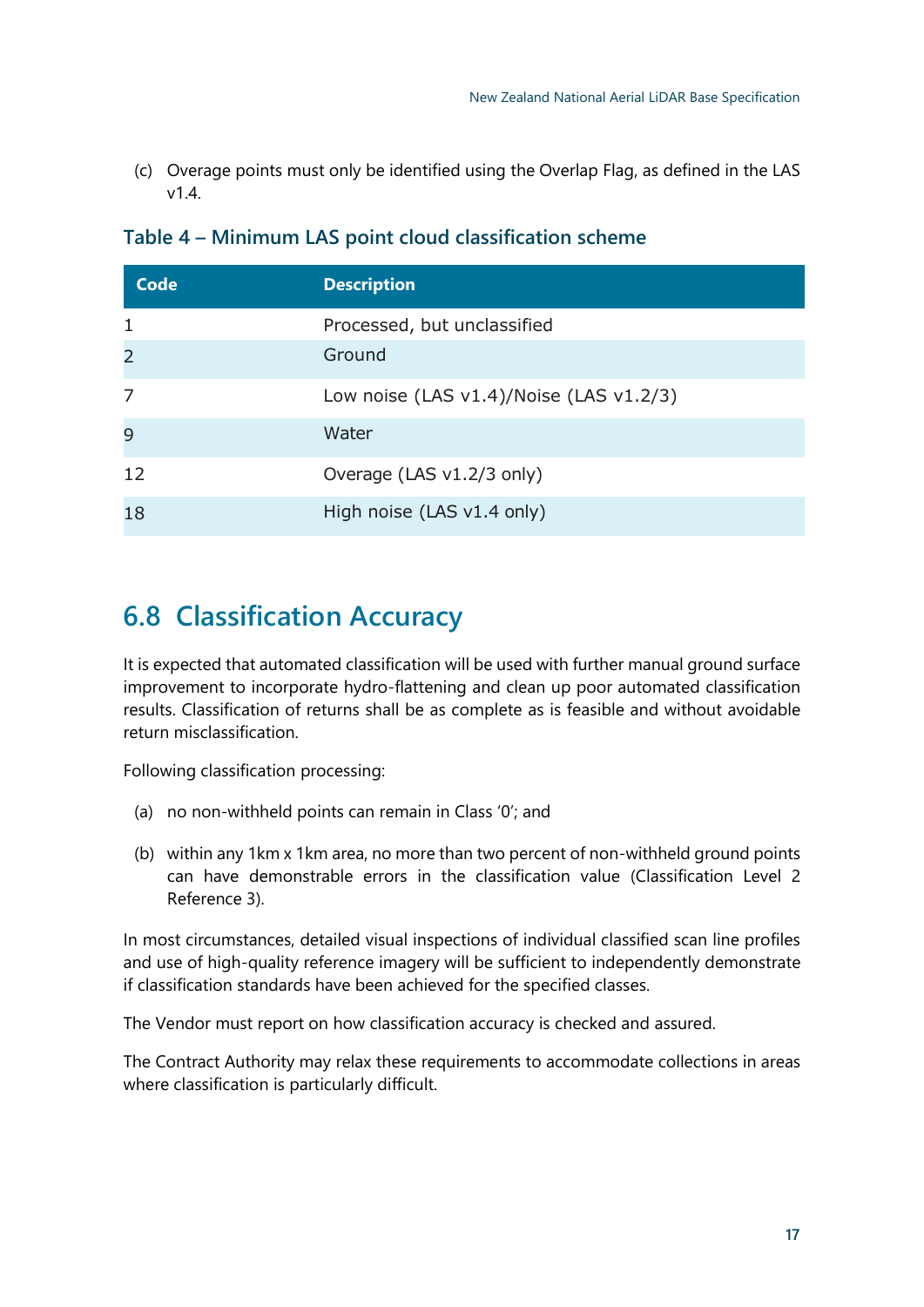(c) Overage points must only be identified using the Overlap Flag, as defined in the LAS v1.4.

### Table 4 – Minimum LAS point cloud classification scheme

| Code | Description |
| --- | --- |
| 1 | Processed, but unclassified |
| 2 | Ground |
| 7 | Low noise (LAS v1.4)/Noise (LAS v1.2/3) |
| 9 | Water |
| 12 | Overage (LAS v1.2/3 only) |
| 18 | High noise (LAS v1.4 only) |

## 6.8 Classification Accuracy

It is expected that automated classification will be used with further manual ground surface improvement to incorporate hydro-flattening and clean up poor automated classification results. Classification of returns shall be as complete as is feasible and without avoidable return misclassification.

Following classification processing:

(a) no non-withheld points can remain in Class '0'; and

(b) within any 1km x 1km area, no more than two percent of non-withheld ground points can have demonstrable errors in the classification value (Classification Level 2 Reference 3).

In most circumstances, detailed visual inspections of individual classified scan line profiles and use of high-quality reference imagery will be sufficient to independently demonstrate if classification standards have been achieved for the specified classes.

The Vendor must report on how classification accuracy is checked and assured.

The Contract Authority may relax these requirements to accommodate collections in areas where classification is particularly difficult.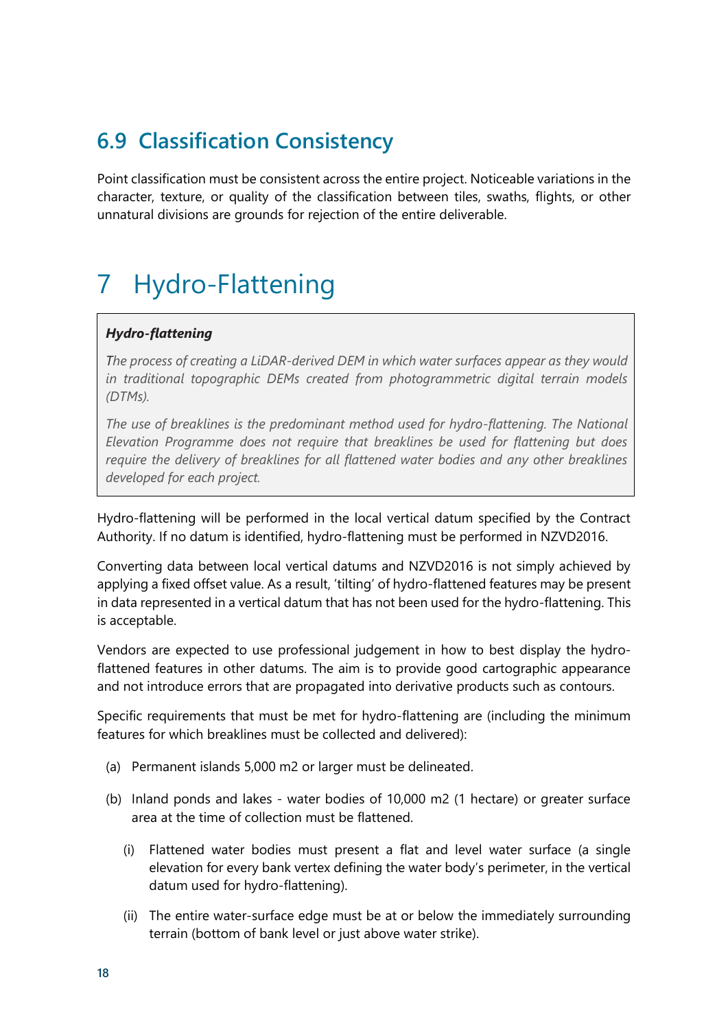## 6.9 Classification Consistency

Point classification must be consistent across the entire project. Noticeable variations in the character, texture, or quality of the classification between tiles, swaths, flights, or other unnatural divisions are grounds for rejection of the entire deliverable.

# 7 Hydro-Flattening

> ***Hydro-flattening***
>
> *The process of creating a LiDAR-derived DEM in which water surfaces appear as they would in traditional topographic DEMs created from photogrammetric digital terrain models (DTMs).*
>
> *The use of breaklines is the predominant method used for hydro-flattening. The National Elevation Programme does not require that breaklines be used for flattening but does require the delivery of breaklines for all flattened water bodies and any other breaklines developed for each project.*

Hydro-flattening will be performed in the local vertical datum specified by the Contract Authority. If no datum is identified, hydro-flattening must be performed in NZVD2016.

Converting data between local vertical datums and NZVD2016 is not simply achieved by applying a fixed offset value. As a result, 'tilting' of hydro-flattened features may be present in data represented in a vertical datum that has not been used for the hydro-flattening. This is acceptable.

Vendors are expected to use professional judgement in how to best display the hydro-flattened features in other datums. The aim is to provide good cartographic appearance and not introduce errors that are propagated into derivative products such as contours.

Specific requirements that must be met for hydro-flattening are (including the minimum features for which breaklines must be collected and delivered):

(a) Permanent islands 5,000 m2 or larger must be delineated.

(b) Inland ponds and lakes - water bodies of 10,000 m2 (1 hectare) or greater surface area at the time of collection must be flattened.

   (i) Flattened water bodies must present a flat and level water surface (a single elevation for every bank vertex defining the water body's perimeter, in the vertical datum used for hydro-flattening).

   (ii) The entire water-surface edge must be at or below the immediately surrounding terrain (bottom of bank level or just above water strike).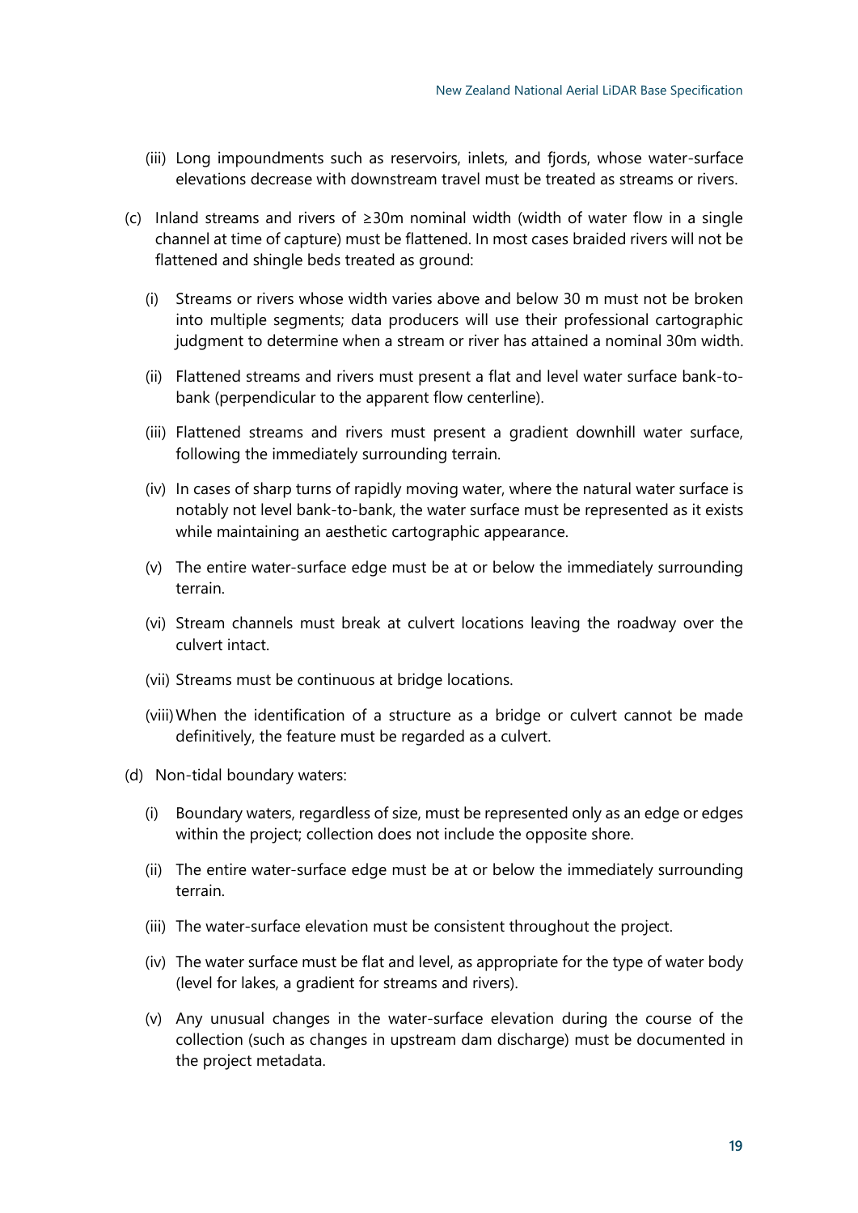(iii) Long impoundments such as reservoirs, inlets, and fjords, whose water-surface elevations decrease with downstream travel must be treated as streams or rivers.

(c) Inland streams and rivers of ≥30m nominal width (width of water flow in a single channel at time of capture) must be flattened. In most cases braided rivers will not be flattened and shingle beds treated as ground:

(i) Streams or rivers whose width varies above and below 30 m must not be broken into multiple segments; data producers will use their professional cartographic judgment to determine when a stream or river has attained a nominal 30m width.

(ii) Flattened streams and rivers must present a flat and level water surface bank-to-bank (perpendicular to the apparent flow centerline).

(iii) Flattened streams and rivers must present a gradient downhill water surface, following the immediately surrounding terrain.

(iv) In cases of sharp turns of rapidly moving water, where the natural water surface is notably not level bank-to-bank, the water surface must be represented as it exists while maintaining an aesthetic cartographic appearance.

(v) The entire water-surface edge must be at or below the immediately surrounding terrain.

(vi) Stream channels must break at culvert locations leaving the roadway over the culvert intact.

(vii) Streams must be continuous at bridge locations.

(viii) When the identification of a structure as a bridge or culvert cannot be made definitively, the feature must be regarded as a culvert.

(d) Non-tidal boundary waters:

(i) Boundary waters, regardless of size, must be represented only as an edge or edges within the project; collection does not include the opposite shore.

(ii) The entire water-surface edge must be at or below the immediately surrounding terrain.

(iii) The water-surface elevation must be consistent throughout the project.

(iv) The water surface must be flat and level, as appropriate for the type of water body (level for lakes, a gradient for streams and rivers).

(v) Any unusual changes in the water-surface elevation during the course of the collection (such as changes in upstream dam discharge) must be documented in the project metadata.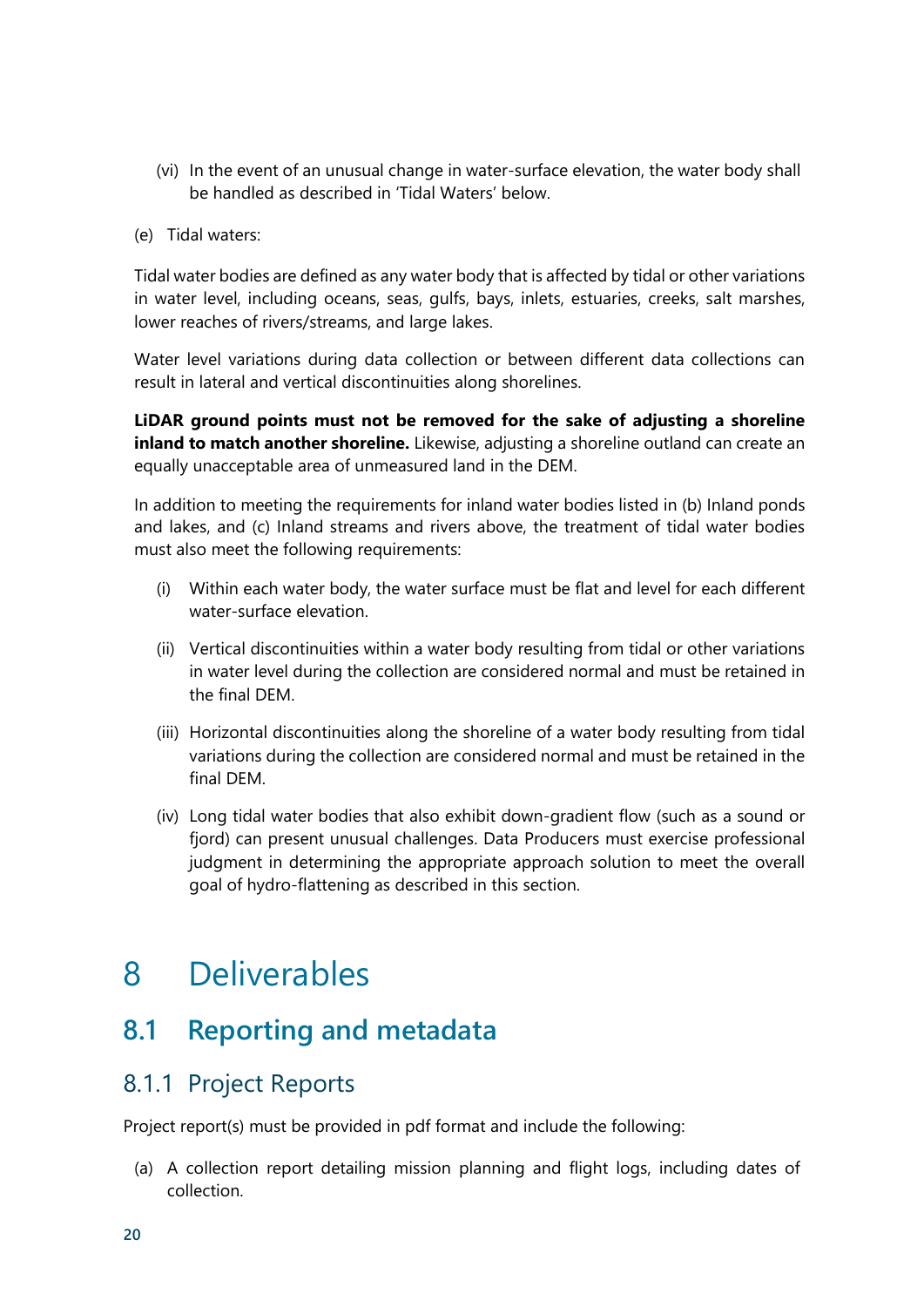(vi) In the event of an unusual change in water-surface elevation, the water body shall be handled as described in 'Tidal Waters' below.

(e) Tidal waters:

Tidal water bodies are defined as any water body that is affected by tidal or other variations in water level, including oceans, seas, gulfs, bays, inlets, estuaries, creeks, salt marshes, lower reaches of rivers/streams, and large lakes.

Water level variations during data collection or between different data collections can result in lateral and vertical discontinuities along shorelines.

**LiDAR ground points must not be removed for the sake of adjusting a shoreline inland to match another shoreline.** Likewise, adjusting a shoreline outland can create an equally unacceptable area of unmeasured land in the DEM.

In addition to meeting the requirements for inland water bodies listed in (b) Inland ponds and lakes, and (c) Inland streams and rivers above, the treatment of tidal water bodies must also meet the following requirements:

(i) Within each water body, the water surface must be flat and level for each different water-surface elevation.

(ii) Vertical discontinuities within a water body resulting from tidal or other variations in water level during the collection are considered normal and must be retained in the final DEM.

(iii) Horizontal discontinuities along the shoreline of a water body resulting from tidal variations during the collection are considered normal and must be retained in the final DEM.

(iv) Long tidal water bodies that also exhibit down-gradient flow (such as a sound or fjord) can present unusual challenges. Data Producers must exercise professional judgment in determining the appropriate approach solution to meet the overall goal of hydro-flattening as described in this section.

# 8 Deliverables

## 8.1 Reporting and metadata

### 8.1.1 Project Reports

Project report(s) must be provided in pdf format and include the following:

(a) A collection report detailing mission planning and flight logs, including dates of collection.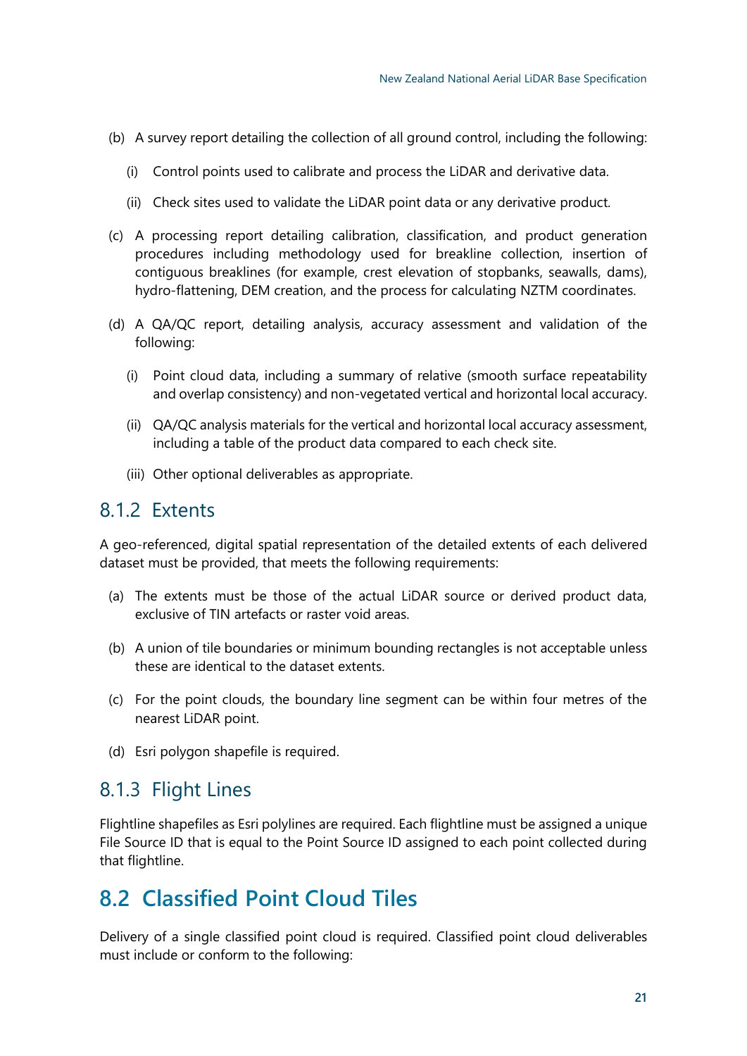(b) A survey report detailing the collection of all ground control, including the following:

   (i) Control points used to calibrate and process the LiDAR and derivative data.

   (ii) Check sites used to validate the LiDAR point data or any derivative product.

(c) A processing report detailing calibration, classification, and product generation procedures including methodology used for breakline collection, insertion of contiguous breaklines (for example, crest elevation of stopbanks, seawalls, dams), hydro-flattening, DEM creation, and the process for calculating NZTM coordinates.

(d) A QA/QC report, detailing analysis, accuracy assessment and validation of the following:

   (i) Point cloud data, including a summary of relative (smooth surface repeatability and overlap consistency) and non-vegetated vertical and horizontal local accuracy.

   (ii) QA/QC analysis materials for the vertical and horizontal local accuracy assessment, including a table of the product data compared to each check site.

   (iii) Other optional deliverables as appropriate.

### 8.1.2 Extents

A geo-referenced, digital spatial representation of the detailed extents of each delivered dataset must be provided, that meets the following requirements:

(a) The extents must be those of the actual LiDAR source or derived product data, exclusive of TIN artefacts or raster void areas.

(b) A union of tile boundaries or minimum bounding rectangles is not acceptable unless these are identical to the dataset extents.

(c) For the point clouds, the boundary line segment can be within four metres of the nearest LiDAR point.

(d) Esri polygon shapefile is required.

### 8.1.3 Flight Lines

Flightline shapefiles as Esri polylines are required. Each flightline must be assigned a unique File Source ID that is equal to the Point Source ID assigned to each point collected during that flightline.

## 8.2 Classified Point Cloud Tiles

Delivery of a single classified point cloud is required. Classified point cloud deliverables must include or conform to the following: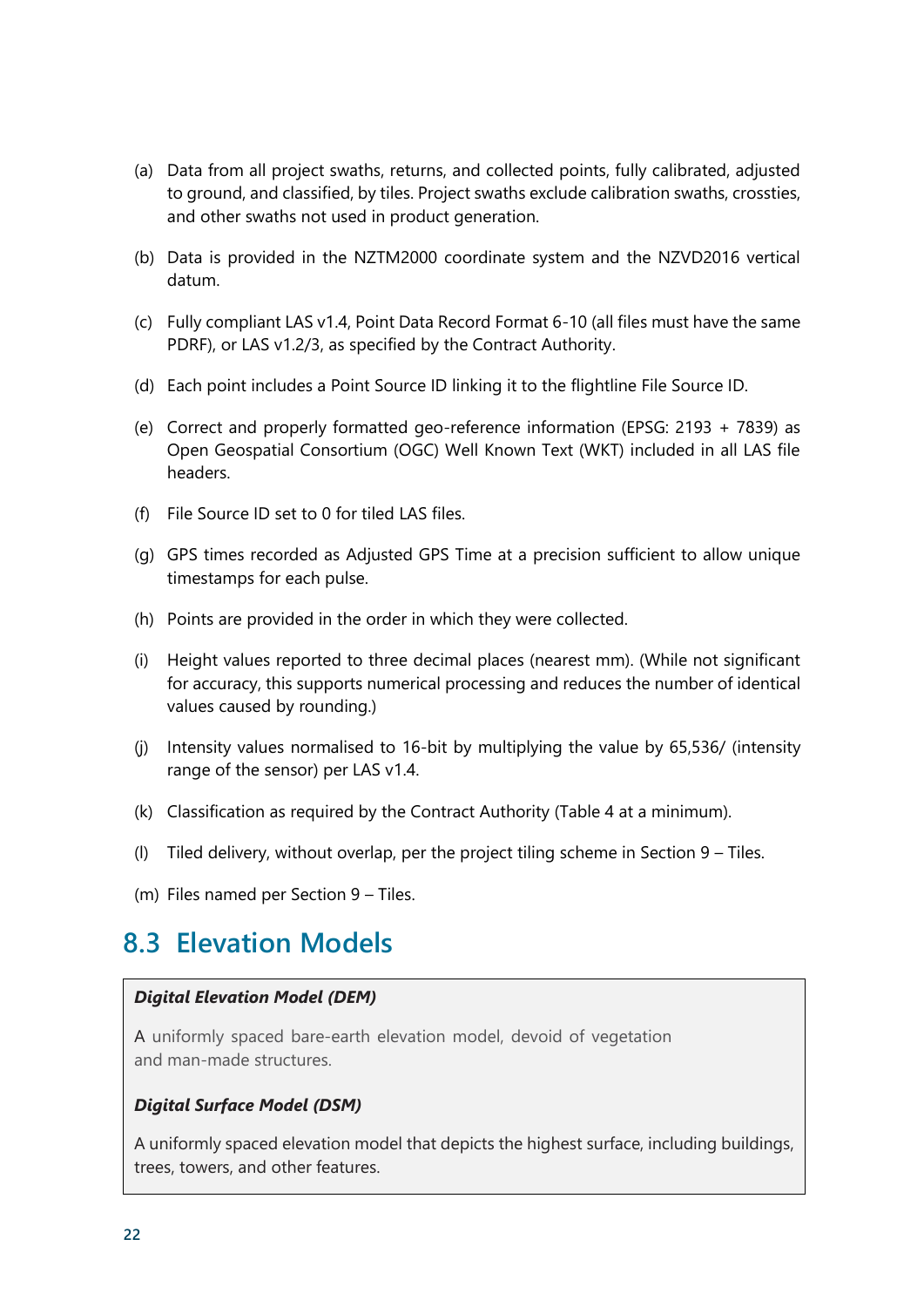(a) Data from all project swaths, returns, and collected points, fully calibrated, adjusted to ground, and classified, by tiles. Project swaths exclude calibration swaths, crossties, and other swaths not used in product generation.

(b) Data is provided in the NZTM2000 coordinate system and the NZVD2016 vertical datum.

(c) Fully compliant LAS v1.4, Point Data Record Format 6-10 (all files must have the same PDRF), or LAS v1.2/3, as specified by the Contract Authority.

(d) Each point includes a Point Source ID linking it to the flightline File Source ID.

(e) Correct and properly formatted geo-reference information (EPSG: 2193 + 7839) as Open Geospatial Consortium (OGC) Well Known Text (WKT) included in all LAS file headers.

(f) File Source ID set to 0 for tiled LAS files.

(g) GPS times recorded as Adjusted GPS Time at a precision sufficient to allow unique timestamps for each pulse.

(h) Points are provided in the order in which they were collected.

(i) Height values reported to three decimal places (nearest mm). (While not significant for accuracy, this supports numerical processing and reduces the number of identical values caused by rounding.)

(j) Intensity values normalised to 16-bit by multiplying the value by 65,536/ (intensity range of the sensor) per LAS v1.4.

(k) Classification as required by the Contract Authority (Table 4 at a minimum).

(l) Tiled delivery, without overlap, per the project tiling scheme in Section 9 – Tiles.

(m) Files named per Section 9 – Tiles.

## 8.3 Elevation Models

***Digital Elevation Model (DEM)***

A uniformly spaced bare-earth elevation model, devoid of vegetation and man-made structures.

***Digital Surface Model (DSM)***

A uniformly spaced elevation model that depicts the highest surface, including buildings, trees, towers, and other features.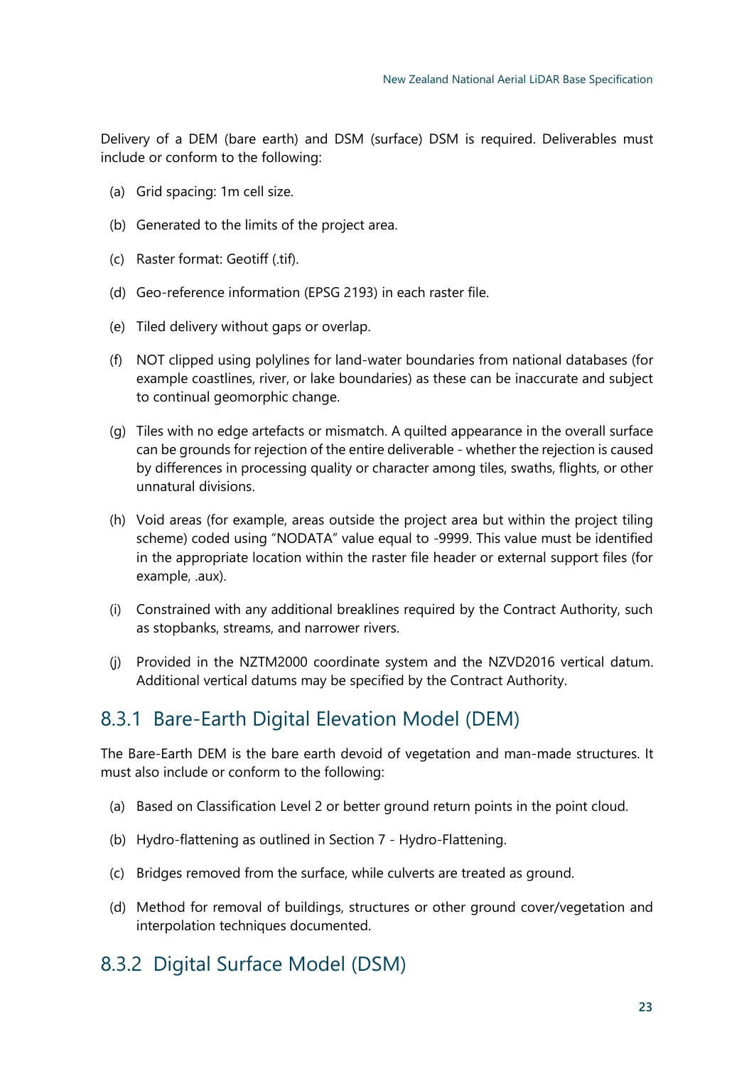Delivery of a DEM (bare earth) and DSM (surface) DSM is required. Deliverables must include or conform to the following:

(a) Grid spacing: 1m cell size.

(b) Generated to the limits of the project area.

(c) Raster format: Geotiff (.tif).

(d) Geo-reference information (EPSG 2193) in each raster file.

(e) Tiled delivery without gaps or overlap.

(f) NOT clipped using polylines for land-water boundaries from national databases (for example coastlines, river, or lake boundaries) as these can be inaccurate and subject to continual geomorphic change.

(g) Tiles with no edge artefacts or mismatch. A quilted appearance in the overall surface can be grounds for rejection of the entire deliverable - whether the rejection is caused by differences in processing quality or character among tiles, swaths, flights, or other unnatural divisions.

(h) Void areas (for example, areas outside the project area but within the project tiling scheme) coded using "NODATA" value equal to -9999. This value must be identified in the appropriate location within the raster file header or external support files (for example, .aux).

(i) Constrained with any additional breaklines required by the Contract Authority, such as stopbanks, streams, and narrower rivers.

(j) Provided in the NZTM2000 coordinate system and the NZVD2016 vertical datum. Additional vertical datums may be specified by the Contract Authority.

## 8.3.1 Bare-Earth Digital Elevation Model (DEM)

The Bare-Earth DEM is the bare earth devoid of vegetation and man-made structures. It must also include or conform to the following:

(a) Based on Classification Level 2 or better ground return points in the point cloud.

(b) Hydro-flattening as outlined in Section 7 - Hydro-Flattening.

(c) Bridges removed from the surface, while culverts are treated as ground.

(d) Method for removal of buildings, structures or other ground cover/vegetation and interpolation techniques documented.

## 8.3.2 Digital Surface Model (DSM)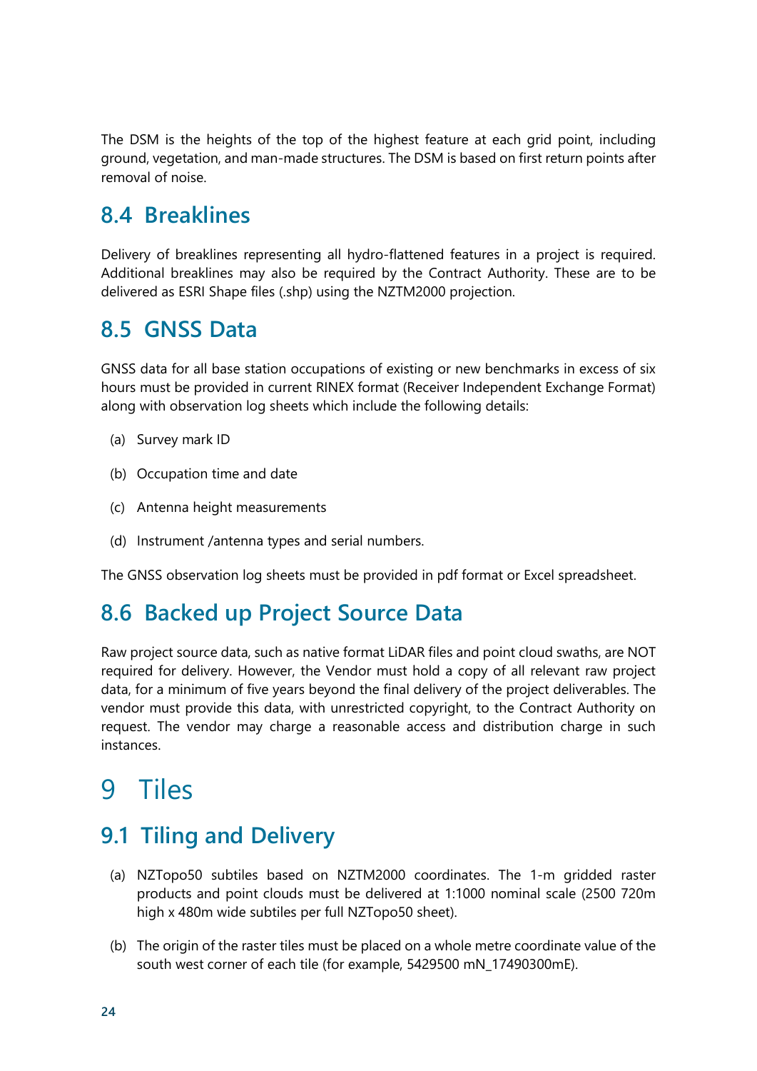The DSM is the heights of the top of the highest feature at each grid point, including ground, vegetation, and man-made structures. The DSM is based on first return points after removal of noise.

## 8.4 Breaklines

Delivery of breaklines representing all hydro-flattened features in a project is required. Additional breaklines may also be required by the Contract Authority. These are to be delivered as ESRI Shape files (.shp) using the NZTM2000 projection.

## 8.5 GNSS Data

GNSS data for all base station occupations of existing or new benchmarks in excess of six hours must be provided in current RINEX format (Receiver Independent Exchange Format) along with observation log sheets which include the following details:

(a) Survey mark ID

(b) Occupation time and date

(c) Antenna height measurements

(d) Instrument /antenna types and serial numbers.

The GNSS observation log sheets must be provided in pdf format or Excel spreadsheet.

## 8.6 Backed up Project Source Data

Raw project source data, such as native format LiDAR files and point cloud swaths, are NOT required for delivery. However, the Vendor must hold a copy of all relevant raw project data, for a minimum of five years beyond the final delivery of the project deliverables. The vendor must provide this data, with unrestricted copyright, to the Contract Authority on request. The vendor may charge a reasonable access and distribution charge in such instances.

# 9 Tiles

## 9.1 Tiling and Delivery

(a) NZTopo50 subtiles based on NZTM2000 coordinates. The 1-m gridded raster products and point clouds must be delivered at 1:1000 nominal scale (2500 720m high x 480m wide subtiles per full NZTopo50 sheet).

(b) The origin of the raster tiles must be placed on a whole metre coordinate value of the south west corner of each tile (for example, 5429500 mN_17490300mE).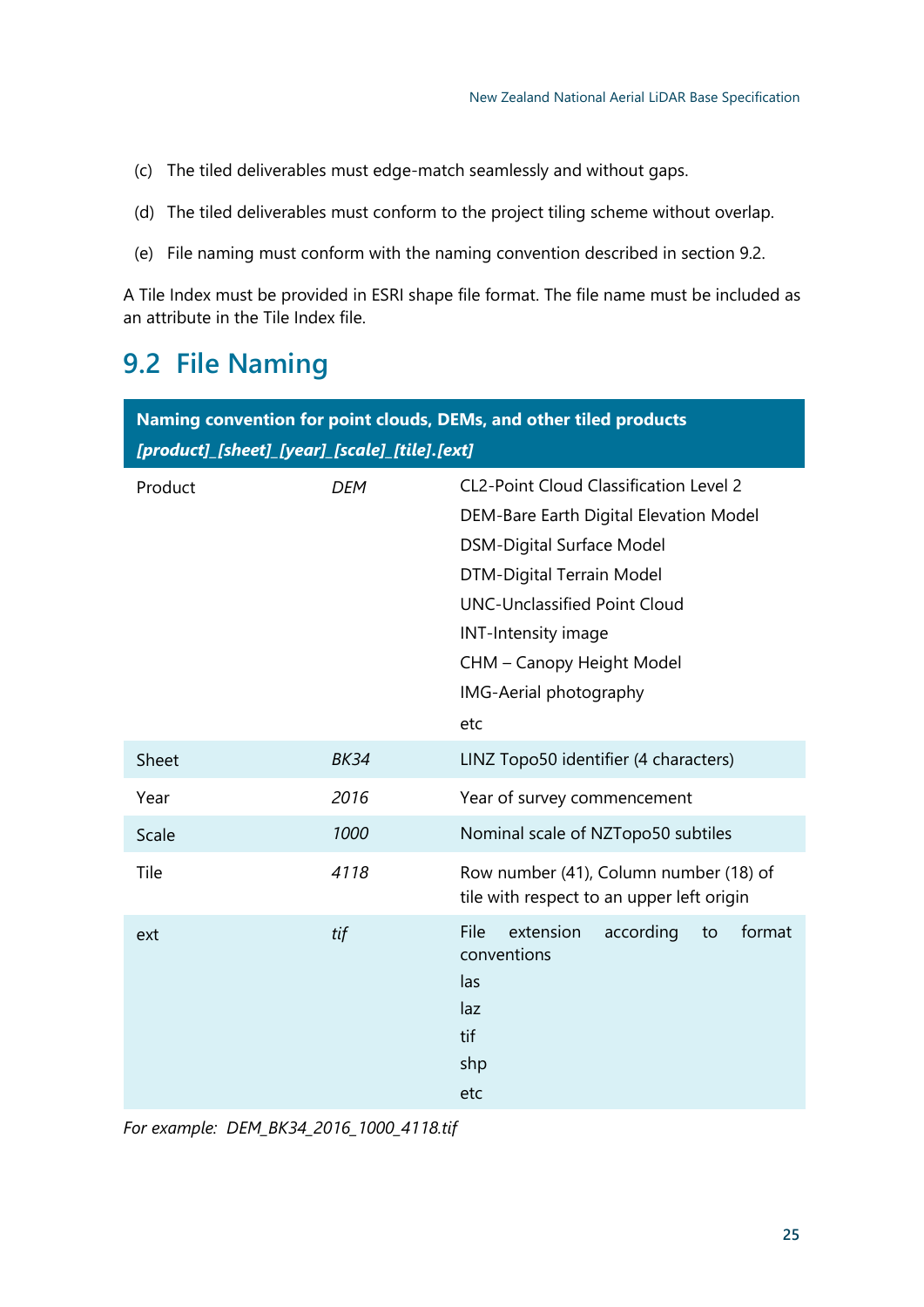(c) The tiled deliverables must edge-match seamlessly and without gaps.

(d) The tiled deliverables must conform to the project tiling scheme without overlap.

(e) File naming must conform with the naming convention described in section 9.2.

A Tile Index must be provided in ESRI shape file format. The file name must be included as an attribute in the Tile Index file.

## 9.2 File Naming

| **Naming convention for point clouds, DEMs, and other tiled products** ***[product]_[sheet]_[year]_[scale]_[tile].[ext]*** | | |
|---|---|---|
| Product | *DEM* | CL2-Point Cloud Classification Level 2<br>DEM-Bare Earth Digital Elevation Model<br>DSM-Digital Surface Model<br>DTM-Digital Terrain Model<br>UNC-Unclassified Point Cloud<br>INT-Intensity image<br>CHM – Canopy Height Model<br>IMG-Aerial photography<br>etc |
| Sheet | *BK34* | LINZ Topo50 identifier (4 characters) |
| Year | *2016* | Year of survey commencement |
| Scale | *1000* | Nominal scale of NZTopo50 subtiles |
| Tile | *4118* | Row number (41), Column number (18) of tile with respect to an upper left origin |
| ext | *tif* | File extension according to format conventions<br>las<br>laz<br>tif<br>shp<br>etc |

*For example: DEM_BK34_2016_1000_4118.tif*